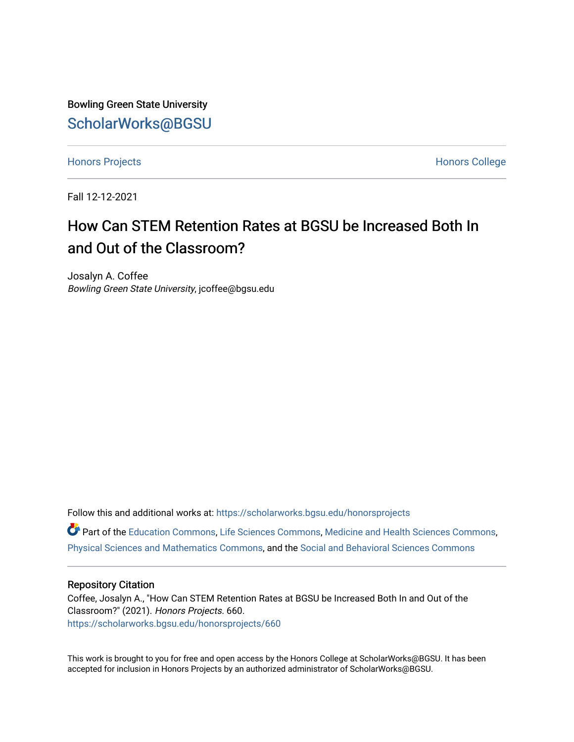Bowling Green State University

ScholarWorks@BGSU

Honors Projects

Honors College

Fall 12-12-2021

# How Can STEM Retention Rates at BGSU be Increased Both In and Out of the Classroom?

Josalyn A. Coffee
*Bowling Green State University*, jcoffee@bgsu.edu

Follow this and additional works at: https://scholarworks.bgsu.edu/honorsprojects

Part of the Education Commons, Life Sciences Commons, Medicine and Health Sciences Commons, Physical Sciences and Mathematics Commons, and the Social and Behavioral Sciences Commons

## Repository Citation

Coffee, Josalyn A., "How Can STEM Retention Rates at BGSU be Increased Both In and Out of the Classroom?" (2021). *Honors Projects*. 660.
https://scholarworks.bgsu.edu/honorsprojects/660

This work is brought to you for free and open access by the Honors College at ScholarWorks@BGSU. It has been accepted for inclusion in Honors Projects by an authorized administrator of ScholarWorks@BGSU.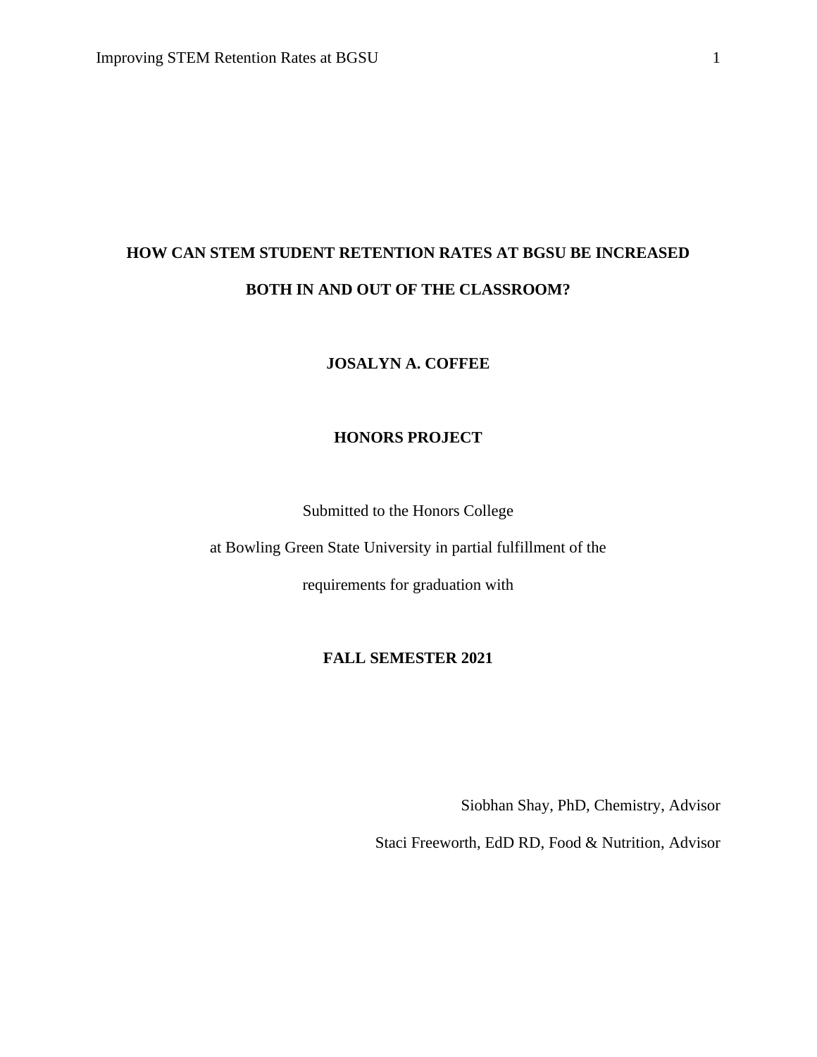**HOW CAN STEM STUDENT RETENTION RATES AT BGSU BE INCREASED BOTH IN AND OUT OF THE CLASSROOM?**

**JOSALYN A. COFFEE**

**HONORS PROJECT**

Submitted to the Honors College

at Bowling Green State University in partial fulfillment of the

requirements for graduation with

**FALL SEMESTER 2021**

Siobhan Shay, PhD, Chemistry, Advisor

Staci Freeworth, EdD RD, Food & Nutrition, Advisor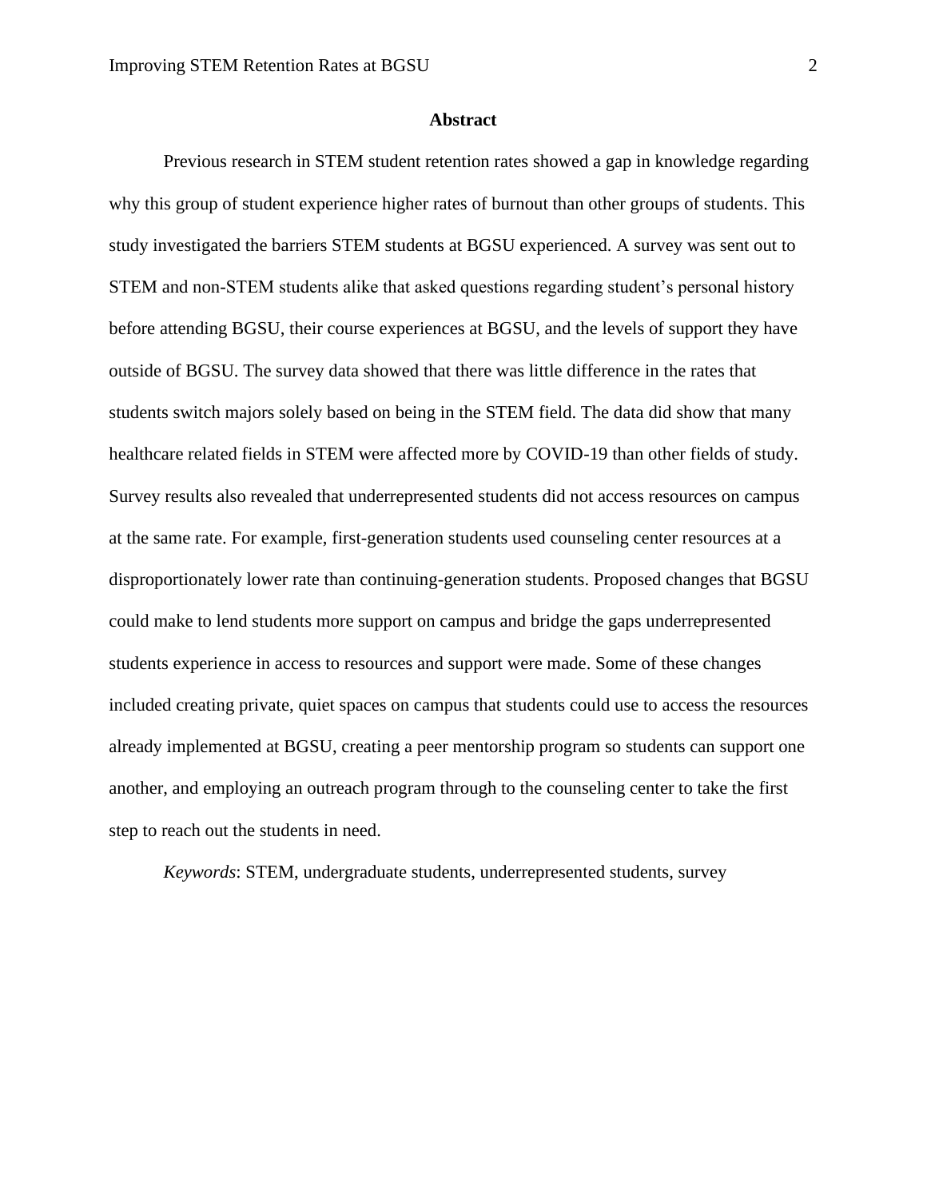## Abstract

Previous research in STEM student retention rates showed a gap in knowledge regarding why this group of student experience higher rates of burnout than other groups of students. This study investigated the barriers STEM students at BGSU experienced. A survey was sent out to STEM and non-STEM students alike that asked questions regarding student's personal history before attending BGSU, their course experiences at BGSU, and the levels of support they have outside of BGSU. The survey data showed that there was little difference in the rates that students switch majors solely based on being in the STEM field. The data did show that many healthcare related fields in STEM were affected more by COVID-19 than other fields of study. Survey results also revealed that underrepresented students did not access resources on campus at the same rate. For example, first-generation students used counseling center resources at a disproportionately lower rate than continuing-generation students. Proposed changes that BGSU could make to lend students more support on campus and bridge the gaps underrepresented students experience in access to resources and support were made. Some of these changes included creating private, quiet spaces on campus that students could use to access the resources already implemented at BGSU, creating a peer mentorship program so students can support one another, and employing an outreach program through to the counseling center to take the first step to reach out the students in need.

*Keywords*: STEM, undergraduate students, underrepresented students, survey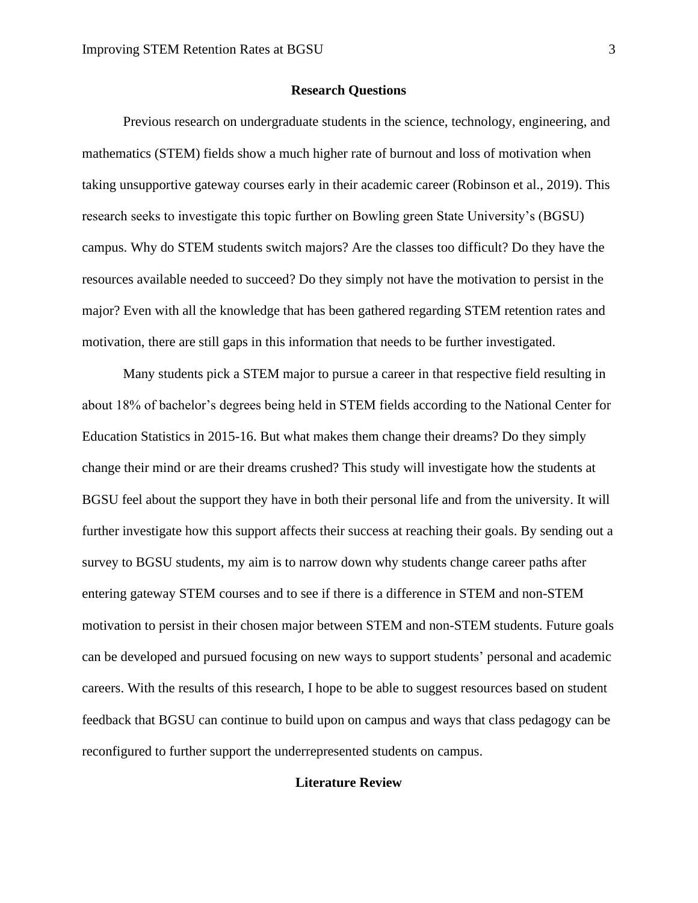## Research Questions

Previous research on undergraduate students in the science, technology, engineering, and mathematics (STEM) fields show a much higher rate of burnout and loss of motivation when taking unsupportive gateway courses early in their academic career (Robinson et al., 2019). This research seeks to investigate this topic further on Bowling green State University's (BGSU) campus. Why do STEM students switch majors? Are the classes too difficult? Do they have the resources available needed to succeed? Do they simply not have the motivation to persist in the major? Even with all the knowledge that has been gathered regarding STEM retention rates and motivation, there are still gaps in this information that needs to be further investigated.

Many students pick a STEM major to pursue a career in that respective field resulting in about 18% of bachelor's degrees being held in STEM fields according to the National Center for Education Statistics in 2015-16. But what makes them change their dreams? Do they simply change their mind or are their dreams crushed? This study will investigate how the students at BGSU feel about the support they have in both their personal life and from the university. It will further investigate how this support affects their success at reaching their goals. By sending out a survey to BGSU students, my aim is to narrow down why students change career paths after entering gateway STEM courses and to see if there is a difference in STEM and non-STEM motivation to persist in their chosen major between STEM and non-STEM students. Future goals can be developed and pursued focusing on new ways to support students' personal and academic careers. With the results of this research, I hope to be able to suggest resources based on student feedback that BGSU can continue to build upon on campus and ways that class pedagogy can be reconfigured to further support the underrepresented students on campus.

## Literature Review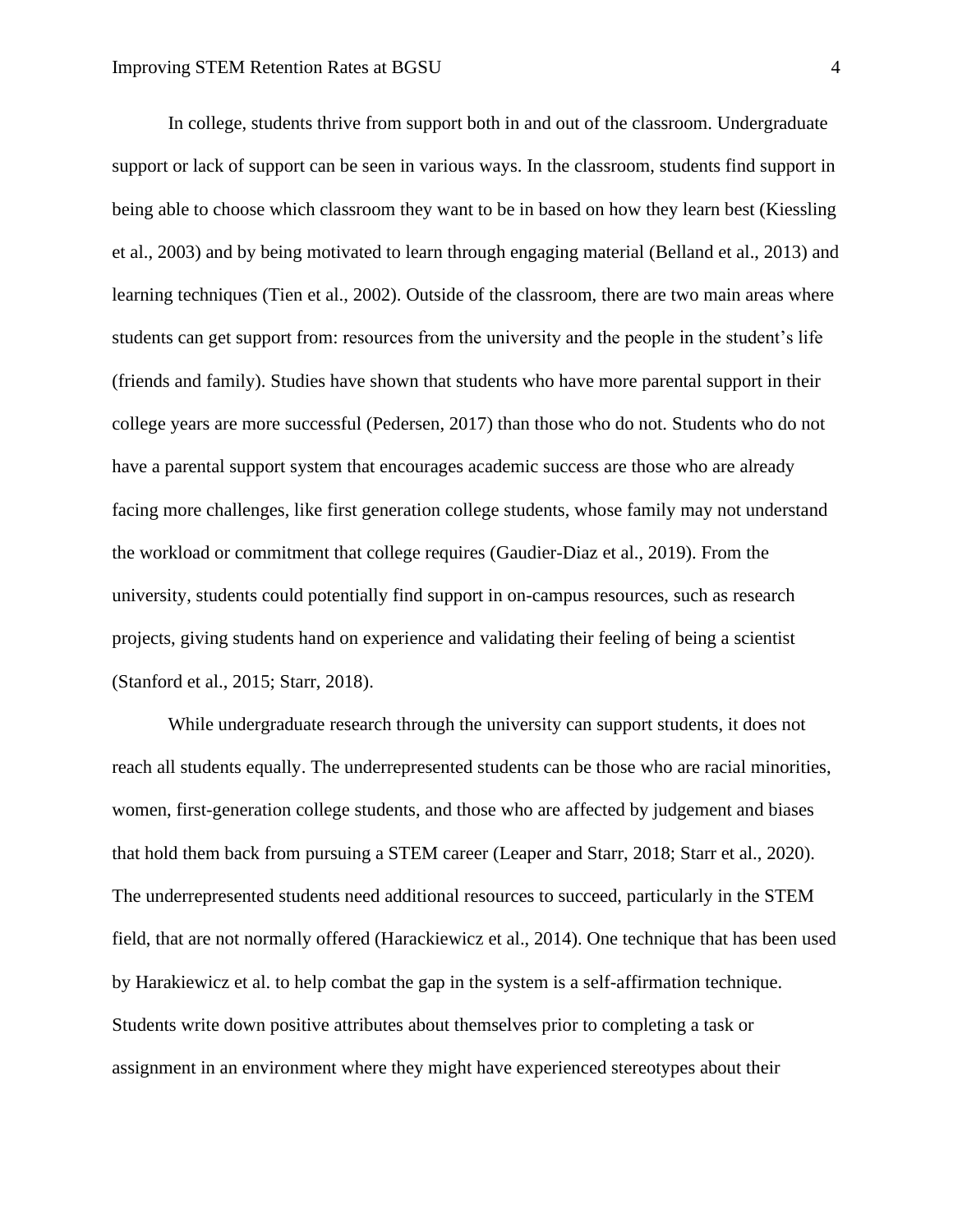In college, students thrive from support both in and out of the classroom. Undergraduate support or lack of support can be seen in various ways. In the classroom, students find support in being able to choose which classroom they want to be in based on how they learn best (Kiessling et al., 2003) and by being motivated to learn through engaging material (Belland et al., 2013) and learning techniques (Tien et al., 2002). Outside of the classroom, there are two main areas where students can get support from: resources from the university and the people in the student's life (friends and family). Studies have shown that students who have more parental support in their college years are more successful (Pedersen, 2017) than those who do not. Students who do not have a parental support system that encourages academic success are those who are already facing more challenges, like first generation college students, whose family may not understand the workload or commitment that college requires (Gaudier-Diaz et al., 2019). From the university, students could potentially find support in on-campus resources, such as research projects, giving students hand on experience and validating their feeling of being a scientist (Stanford et al., 2015; Starr, 2018).

While undergraduate research through the university can support students, it does not reach all students equally. The underrepresented students can be those who are racial minorities, women, first-generation college students, and those who are affected by judgement and biases that hold them back from pursuing a STEM career (Leaper and Starr, 2018; Starr et al., 2020). The underrepresented students need additional resources to succeed, particularly in the STEM field, that are not normally offered (Harackiewicz et al., 2014). One technique that has been used by Harakiewicz et al. to help combat the gap in the system is a self-affirmation technique. Students write down positive attributes about themselves prior to completing a task or assignment in an environment where they might have experienced stereotypes about their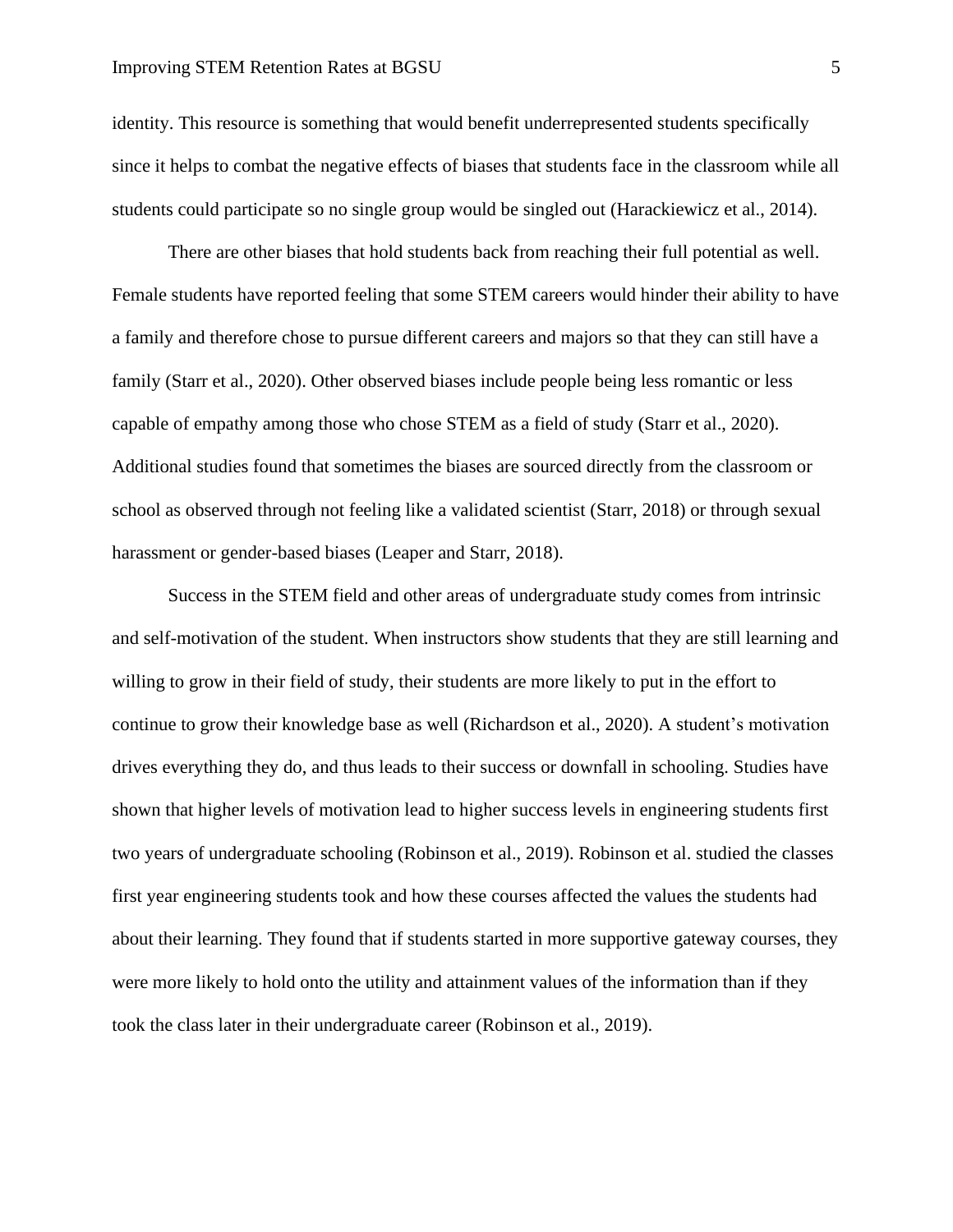identity. This resource is something that would benefit underrepresented students specifically since it helps to combat the negative effects of biases that students face in the classroom while all students could participate so no single group would be singled out (Harackiewicz et al., 2014).

There are other biases that hold students back from reaching their full potential as well. Female students have reported feeling that some STEM careers would hinder their ability to have a family and therefore chose to pursue different careers and majors so that they can still have a family (Starr et al., 2020). Other observed biases include people being less romantic or less capable of empathy among those who chose STEM as a field of study (Starr et al., 2020). Additional studies found that sometimes the biases are sourced directly from the classroom or school as observed through not feeling like a validated scientist (Starr, 2018) or through sexual harassment or gender-based biases (Leaper and Starr, 2018).

Success in the STEM field and other areas of undergraduate study comes from intrinsic and self-motivation of the student. When instructors show students that they are still learning and willing to grow in their field of study, their students are more likely to put in the effort to continue to grow their knowledge base as well (Richardson et al., 2020). A student's motivation drives everything they do, and thus leads to their success or downfall in schooling. Studies have shown that higher levels of motivation lead to higher success levels in engineering students first two years of undergraduate schooling (Robinson et al., 2019). Robinson et al. studied the classes first year engineering students took and how these courses affected the values the students had about their learning. They found that if students started in more supportive gateway courses, they were more likely to hold onto the utility and attainment values of the information than if they took the class later in their undergraduate career (Robinson et al., 2019).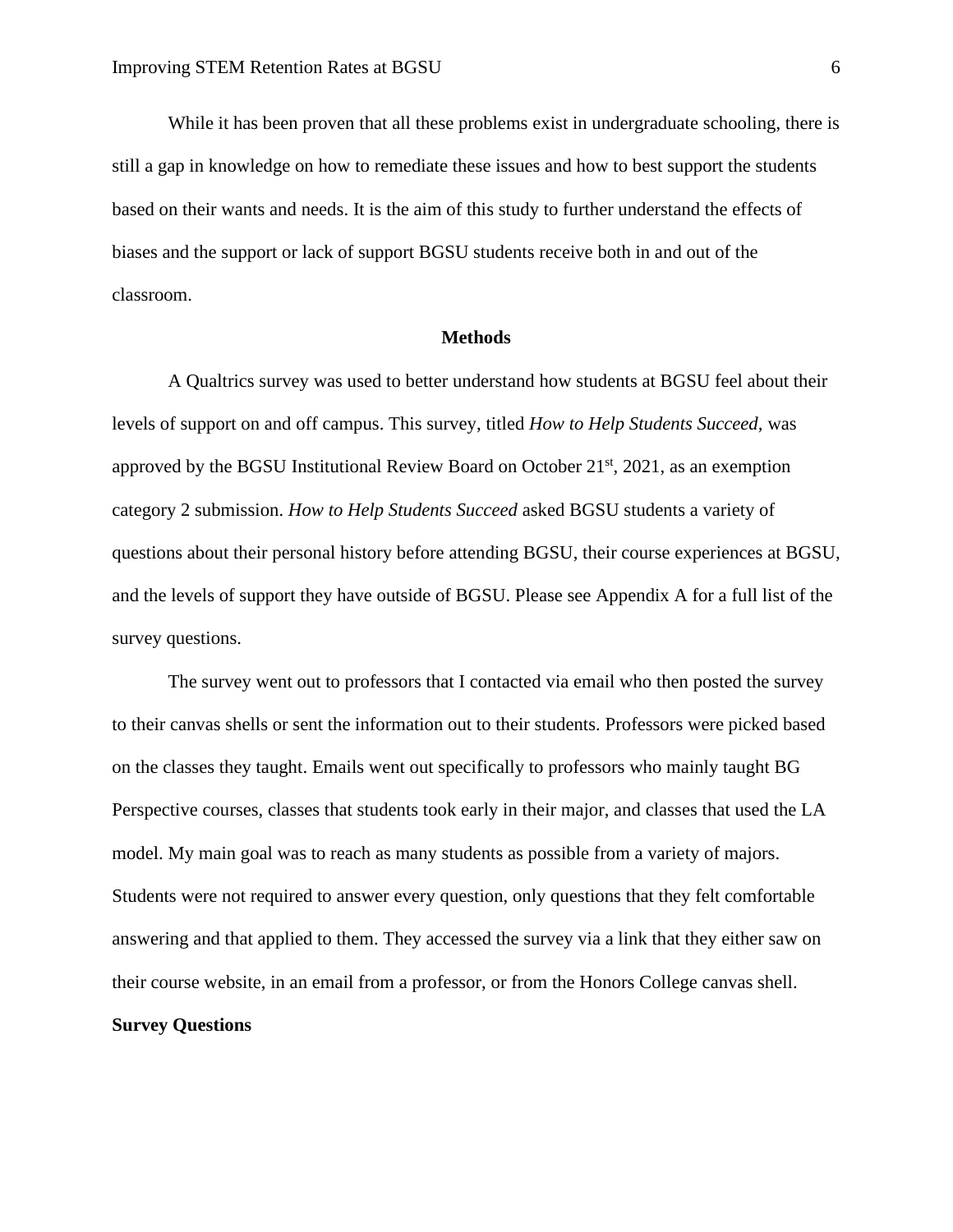While it has been proven that all these problems exist in undergraduate schooling, there is still a gap in knowledge on how to remediate these issues and how to best support the students based on their wants and needs. It is the aim of this study to further understand the effects of biases and the support or lack of support BGSU students receive both in and out of the classroom.

## Methods

A Qualtrics survey was used to better understand how students at BGSU feel about their levels of support on and off campus. This survey, titled *How to Help Students Succeed,* was approved by the BGSU Institutional Review Board on October 21st, 2021, as an exemption category 2 submission. *How to Help Students Succeed* asked BGSU students a variety of questions about their personal history before attending BGSU, their course experiences at BGSU, and the levels of support they have outside of BGSU. Please see Appendix A for a full list of the survey questions.

The survey went out to professors that I contacted via email who then posted the survey to their canvas shells or sent the information out to their students. Professors were picked based on the classes they taught. Emails went out specifically to professors who mainly taught BG Perspective courses, classes that students took early in their major, and classes that used the LA model. My main goal was to reach as many students as possible from a variety of majors. Students were not required to answer every question, only questions that they felt comfortable answering and that applied to them. They accessed the survey via a link that they either saw on their course website, in an email from a professor, or from the Honors College canvas shell.

### Survey Questions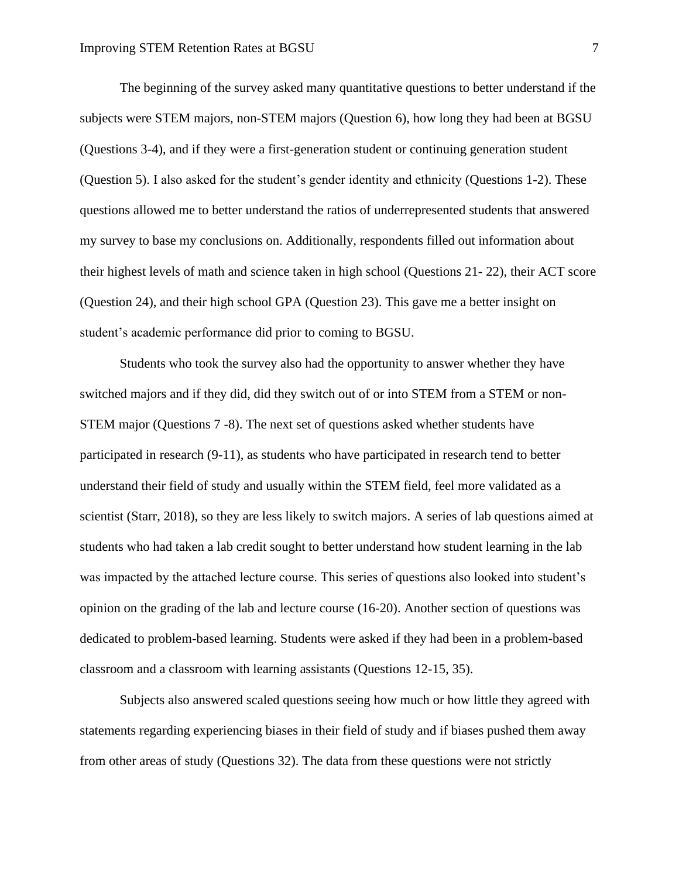The beginning of the survey asked many quantitative questions to better understand if the subjects were STEM majors, non-STEM majors (Question 6), how long they had been at BGSU (Questions 3-4), and if they were a first-generation student or continuing generation student (Question 5). I also asked for the student's gender identity and ethnicity (Questions 1-2). These questions allowed me to better understand the ratios of underrepresented students that answered my survey to base my conclusions on. Additionally, respondents filled out information about their highest levels of math and science taken in high school (Questions 21- 22), their ACT score (Question 24), and their high school GPA (Question 23). This gave me a better insight on student's academic performance did prior to coming to BGSU.

Students who took the survey also had the opportunity to answer whether they have switched majors and if they did, did they switch out of or into STEM from a STEM or non-STEM major (Questions 7 -8). The next set of questions asked whether students have participated in research (9-11), as students who have participated in research tend to better understand their field of study and usually within the STEM field, feel more validated as a scientist (Starr, 2018), so they are less likely to switch majors. A series of lab questions aimed at students who had taken a lab credit sought to better understand how student learning in the lab was impacted by the attached lecture course. This series of questions also looked into student's opinion on the grading of the lab and lecture course (16-20). Another section of questions was dedicated to problem-based learning. Students were asked if they had been in a problem-based classroom and a classroom with learning assistants (Questions 12-15, 35).

Subjects also answered scaled questions seeing how much or how little they agreed with statements regarding experiencing biases in their field of study and if biases pushed them away from other areas of study (Questions 32). The data from these questions were not strictly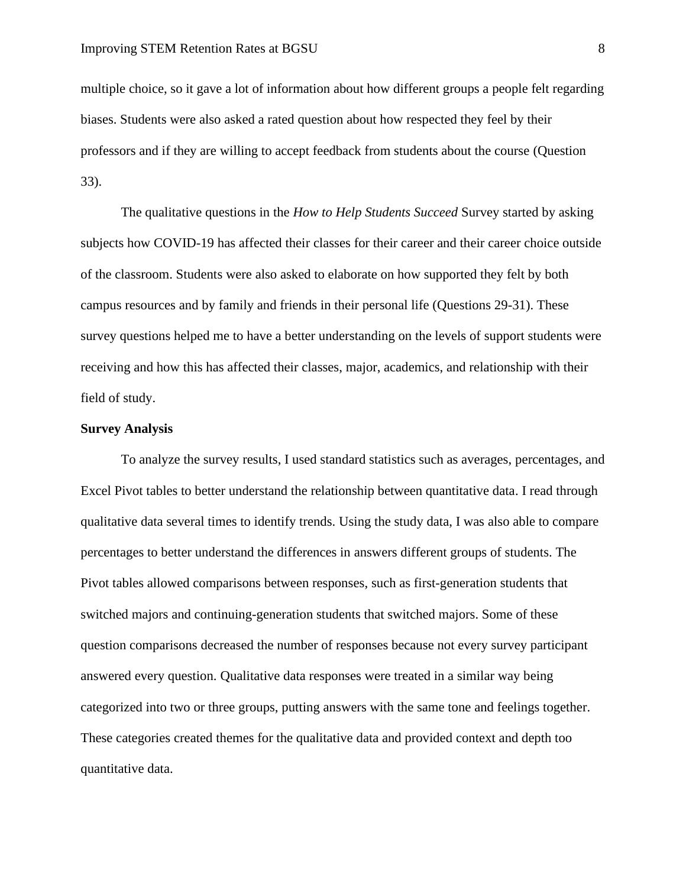multiple choice, so it gave a lot of information about how different groups a people felt regarding biases. Students were also asked a rated question about how respected they feel by their professors and if they are willing to accept feedback from students about the course (Question 33).

The qualitative questions in the *How to Help Students Succeed* Survey started by asking subjects how COVID-19 has affected their classes for their career and their career choice outside of the classroom. Students were also asked to elaborate on how supported they felt by both campus resources and by family and friends in their personal life (Questions 29-31). These survey questions helped me to have a better understanding on the levels of support students were receiving and how this has affected their classes, major, academics, and relationship with their field of study.

**Survey Analysis**

To analyze the survey results, I used standard statistics such as averages, percentages, and Excel Pivot tables to better understand the relationship between quantitative data. I read through qualitative data several times to identify trends. Using the study data, I was also able to compare percentages to better understand the differences in answers different groups of students. The Pivot tables allowed comparisons between responses, such as first-generation students that switched majors and continuing-generation students that switched majors. Some of these question comparisons decreased the number of responses because not every survey participant answered every question. Qualitative data responses were treated in a similar way being categorized into two or three groups, putting answers with the same tone and feelings together. These categories created themes for the qualitative data and provided context and depth too quantitative data.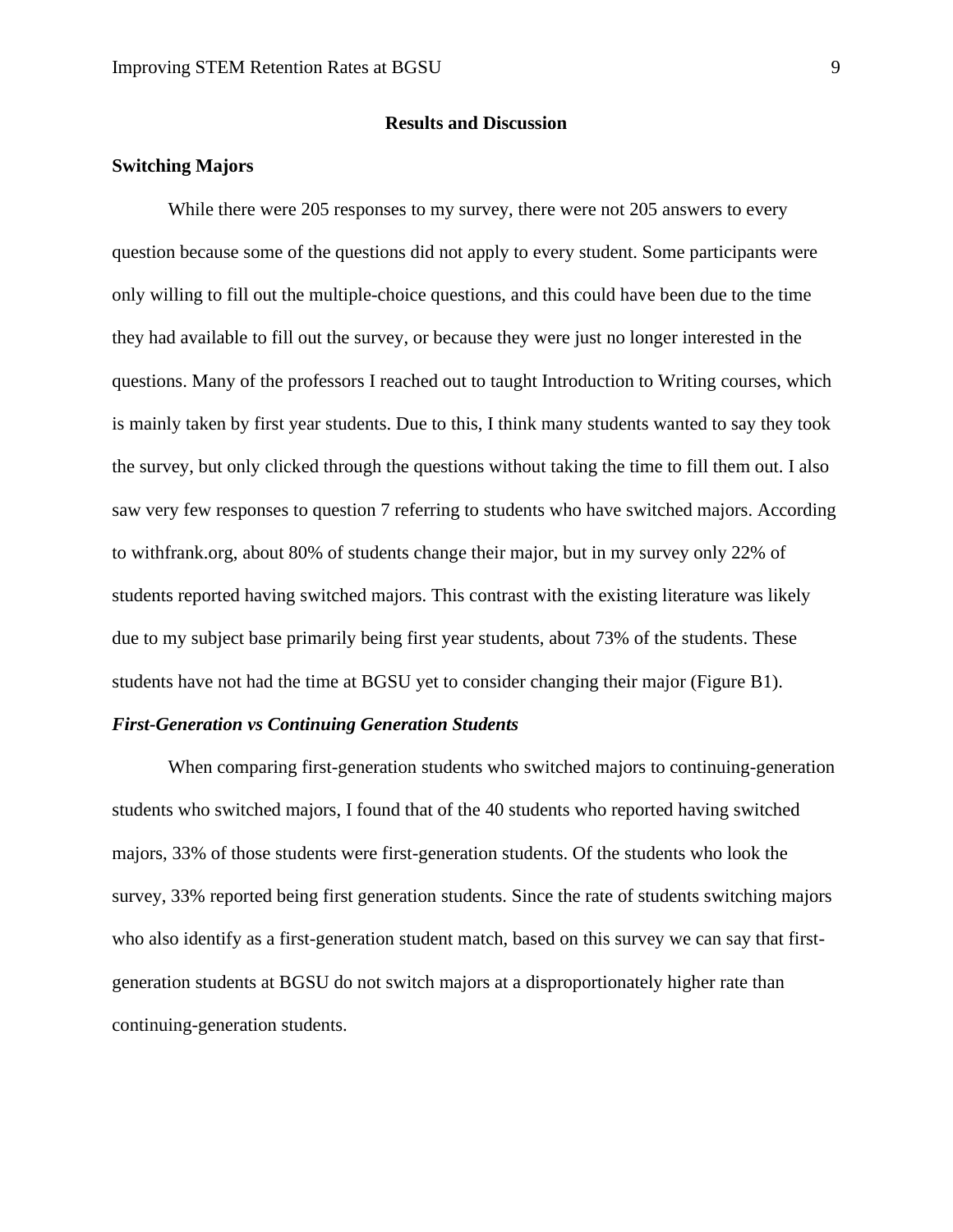## Results and Discussion

### Switching Majors

While there were 205 responses to my survey, there were not 205 answers to every question because some of the questions did not apply to every student. Some participants were only willing to fill out the multiple-choice questions, and this could have been due to the time they had available to fill out the survey, or because they were just no longer interested in the questions. Many of the professors I reached out to taught Introduction to Writing courses, which is mainly taken by first year students. Due to this, I think many students wanted to say they took the survey, but only clicked through the questions without taking the time to fill them out. I also saw very few responses to question 7 referring to students who have switched majors. According to withfrank.org, about 80% of students change their major, but in my survey only 22% of students reported having switched majors. This contrast with the existing literature was likely due to my subject base primarily being first year students, about 73% of the students. These students have not had the time at BGSU yet to consider changing their major (Figure B1).

#### *First-Generation vs Continuing Generation Students*

When comparing first-generation students who switched majors to continuing-generation students who switched majors, I found that of the 40 students who reported having switched majors, 33% of those students were first-generation students. Of the students who look the survey, 33% reported being first generation students. Since the rate of students switching majors who also identify as a first-generation student match, based on this survey we can say that first-generation students at BGSU do not switch majors at a disproportionately higher rate than continuing-generation students.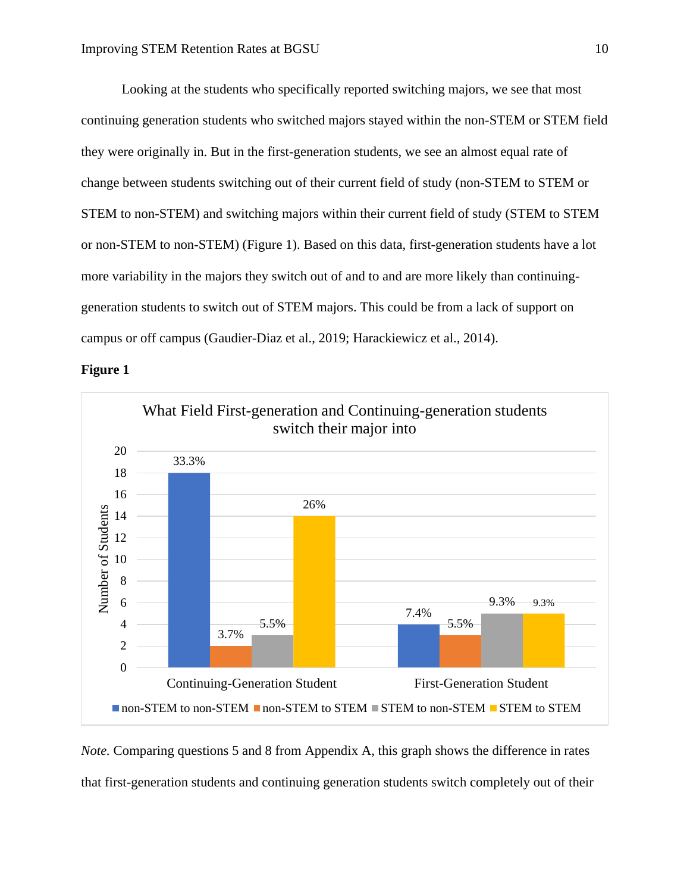Looking at the students who specifically reported switching majors, we see that most continuing generation students who switched majors stayed within the non-STEM or STEM field they were originally in. But in the first-generation students, we see an almost equal rate of change between students switching out of their current field of study (non-STEM to STEM or STEM to non-STEM) and switching majors within their current field of study (STEM to STEM or non-STEM to non-STEM) (Figure 1). Based on this data, first-generation students have a lot more variability in the majors they switch out of and to and are more likely than continuing-generation students to switch out of STEM majors. This could be from a lack of support on campus or off campus (Gaudier-Diaz et al., 2019; Harackiewicz et al., 2014).

**Figure 1**

What Field First-generation and Continuing-generation students switch their major into

| | non-STEM to non-STEM | non-STEM to STEM | STEM to non-STEM | STEM to STEM |
|---|---|---|---|---|
| Continuing-Generation Student | 33.3% | 3.7% | 5.5% | 26% |
| First-Generation Student | 7.4% | 5.5% | 9.3% | 9.3% |

*Note.* Comparing questions 5 and 8 from Appendix A, this graph shows the difference in rates that first-generation students and continuing generation students switch completely out of their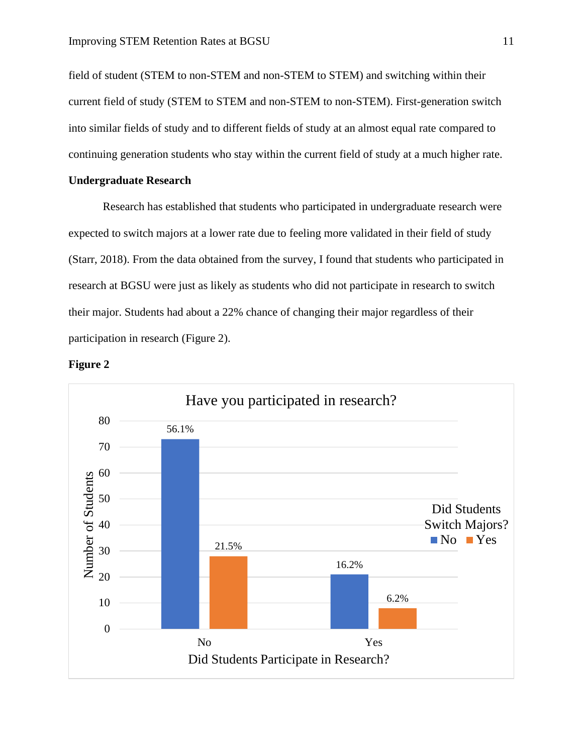field of student (STEM to non-STEM and non-STEM to STEM) and switching within their current field of study (STEM to STEM and non-STEM to non-STEM). First-generation switch into similar fields of study and to different fields of study at an almost equal rate compared to continuing generation students who stay within the current field of study at a much higher rate.

**Undergraduate Research**

Research has established that students who participated in undergraduate research were expected to switch majors at a lower rate due to feeling more validated in their field of study (Starr, 2018). From the data obtained from the survey, I found that students who participated in research at BGSU were just as likely as students who did not participate in research to switch their major. Students had about a 22% chance of changing their major regardless of their participation in research (Figure 2).

**Figure 2**

Have you participated in research?

| Did Students Participate in Research? | Did Students Switch Majors? No | Did Students Switch Majors? Yes |
| --- | --- | --- |
| No | 56.1% | 21.5% |
| Yes | 16.2% | 6.2% |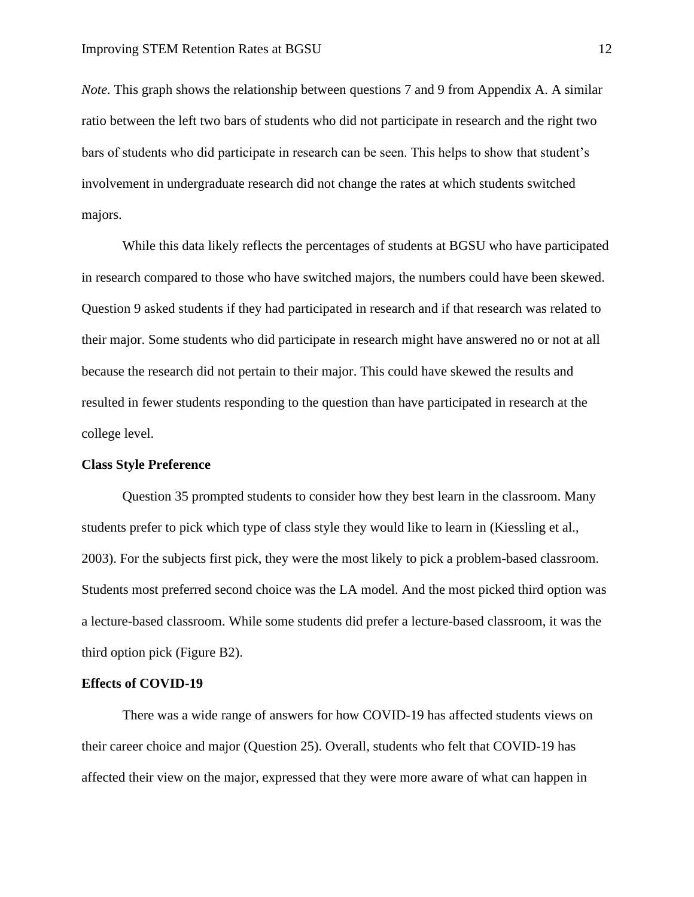*Note.* This graph shows the relationship between questions 7 and 9 from Appendix A. A similar ratio between the left two bars of students who did not participate in research and the right two bars of students who did participate in research can be seen. This helps to show that student's involvement in undergraduate research did not change the rates at which students switched majors.

While this data likely reflects the percentages of students at BGSU who have participated in research compared to those who have switched majors, the numbers could have been skewed. Question 9 asked students if they had participated in research and if that research was related to their major. Some students who did participate in research might have answered no or not at all because the research did not pertain to their major. This could have skewed the results and resulted in fewer students responding to the question than have participated in research at the college level.

**Class Style Preference**

Question 35 prompted students to consider how they best learn in the classroom. Many students prefer to pick which type of class style they would like to learn in (Kiessling et al., 2003). For the subjects first pick, they were the most likely to pick a problem-based classroom. Students most preferred second choice was the LA model. And the most picked third option was a lecture-based classroom. While some students did prefer a lecture-based classroom, it was the third option pick (Figure B2).

**Effects of COVID-19**

There was a wide range of answers for how COVID-19 has affected students views on their career choice and major (Question 25). Overall, students who felt that COVID-19 has affected their view on the major, expressed that they were more aware of what can happen in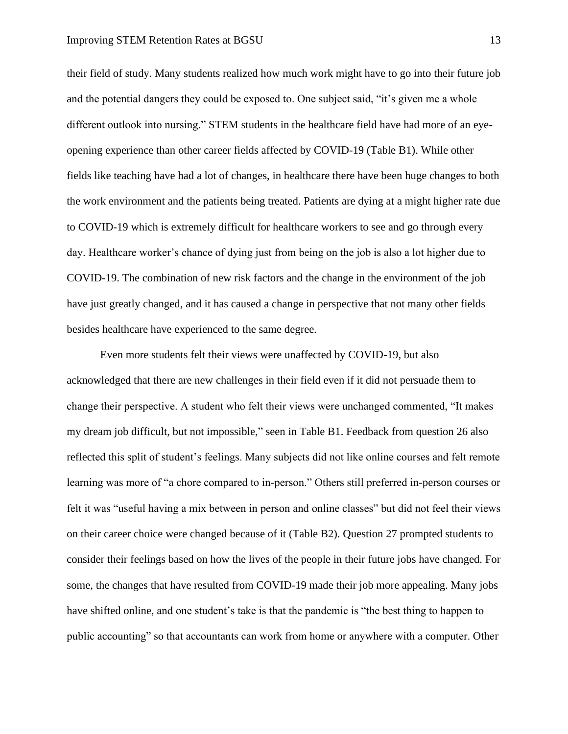their field of study. Many students realized how much work might have to go into their future job and the potential dangers they could be exposed to. One subject said, "it's given me a whole different outlook into nursing." STEM students in the healthcare field have had more of an eye-opening experience than other career fields affected by COVID-19 (Table B1). While other fields like teaching have had a lot of changes, in healthcare there have been huge changes to both the work environment and the patients being treated. Patients are dying at a might higher rate due to COVID-19 which is extremely difficult for healthcare workers to see and go through every day. Healthcare worker's chance of dying just from being on the job is also a lot higher due to COVID-19. The combination of new risk factors and the change in the environment of the job have just greatly changed, and it has caused a change in perspective that not many other fields besides healthcare have experienced to the same degree.

Even more students felt their views were unaffected by COVID-19, but also acknowledged that there are new challenges in their field even if it did not persuade them to change their perspective. A student who felt their views were unchanged commented, "It makes my dream job difficult, but not impossible," seen in Table B1. Feedback from question 26 also reflected this split of student's feelings. Many subjects did not like online courses and felt remote learning was more of "a chore compared to in-person." Others still preferred in-person courses or felt it was "useful having a mix between in person and online classes" but did not feel their views on their career choice were changed because of it (Table B2). Question 27 prompted students to consider their feelings based on how the lives of the people in their future jobs have changed. For some, the changes that have resulted from COVID-19 made their job more appealing. Many jobs have shifted online, and one student's take is that the pandemic is "the best thing to happen to public accounting" so that accountants can work from home or anywhere with a computer. Other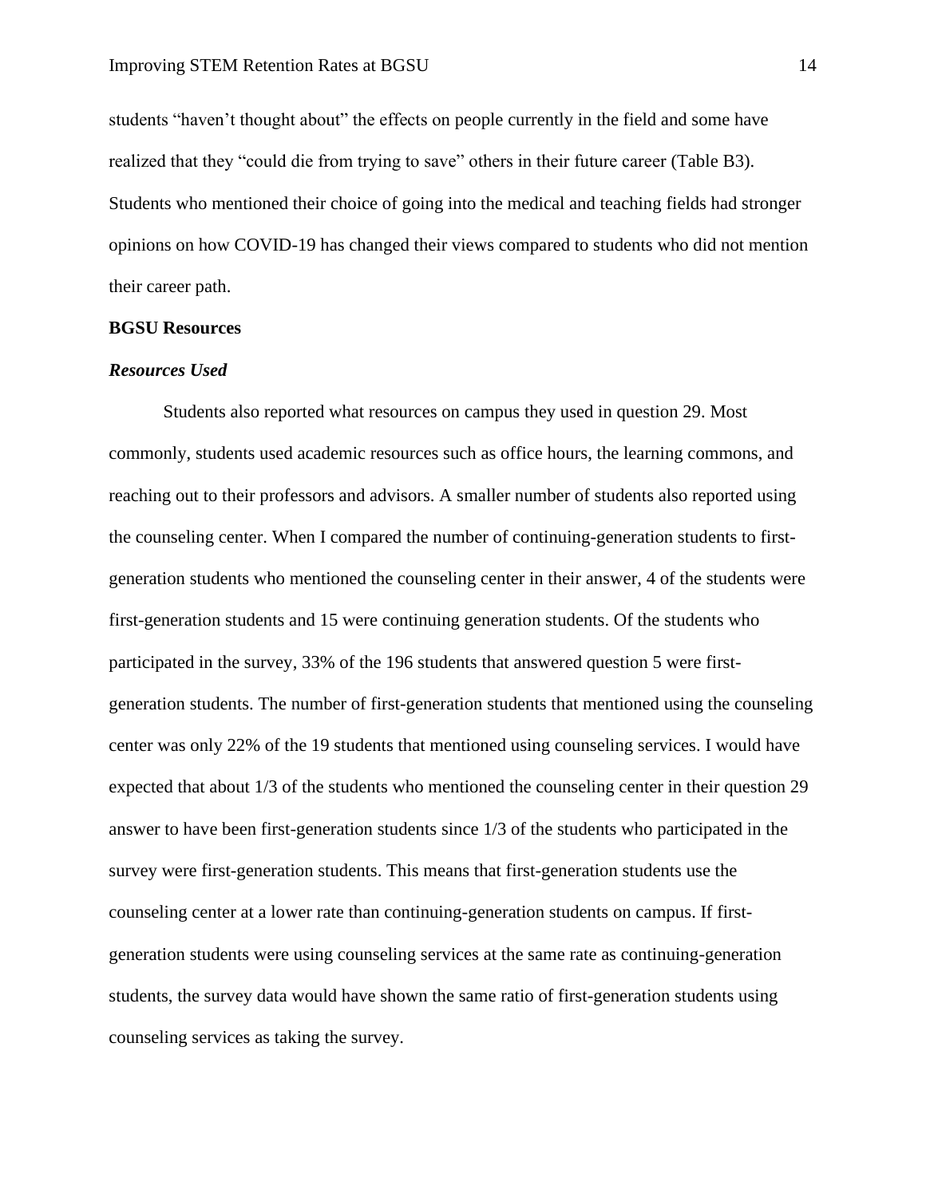students "haven't thought about" the effects on people currently in the field and some have realized that they "could die from trying to save" others in their future career (Table B3). Students who mentioned their choice of going into the medical and teaching fields had stronger opinions on how COVID-19 has changed their views compared to students who did not mention their career path.

**BGSU Resources**

***Resources Used***

Students also reported what resources on campus they used in question 29. Most commonly, students used academic resources such as office hours, the learning commons, and reaching out to their professors and advisors. A smaller number of students also reported using the counseling center. When I compared the number of continuing-generation students to first-generation students who mentioned the counseling center in their answer, 4 of the students were first-generation students and 15 were continuing generation students. Of the students who participated in the survey, 33% of the 196 students that answered question 5 were first-generation students. The number of first-generation students that mentioned using the counseling center was only 22% of the 19 students that mentioned using counseling services. I would have expected that about 1/3 of the students who mentioned the counseling center in their question 29 answer to have been first-generation students since 1/3 of the students who participated in the survey were first-generation students. This means that first-generation students use the counseling center at a lower rate than continuing-generation students on campus. If first-generation students were using counseling services at the same rate as continuing-generation students, the survey data would have shown the same ratio of first-generation students using counseling services as taking the survey.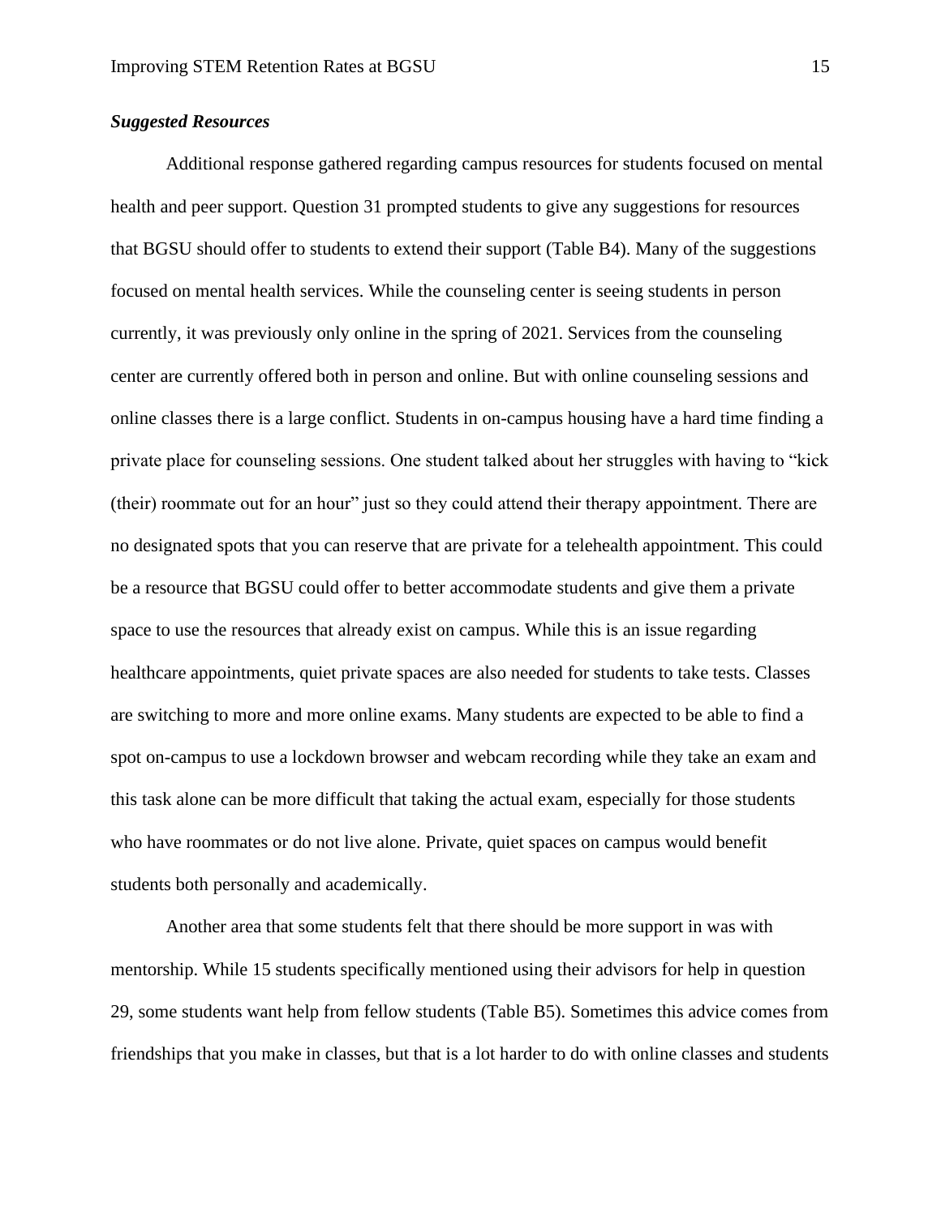### *Suggested Resources*

Additional response gathered regarding campus resources for students focused on mental health and peer support. Question 31 prompted students to give any suggestions for resources that BGSU should offer to students to extend their support (Table B4). Many of the suggestions focused on mental health services. While the counseling center is seeing students in person currently, it was previously only online in the spring of 2021. Services from the counseling center are currently offered both in person and online. But with online counseling sessions and online classes there is a large conflict. Students in on-campus housing have a hard time finding a private place for counseling sessions. One student talked about her struggles with having to "kick (their) roommate out for an hour" just so they could attend their therapy appointment. There are no designated spots that you can reserve that are private for a telehealth appointment. This could be a resource that BGSU could offer to better accommodate students and give them a private space to use the resources that already exist on campus. While this is an issue regarding healthcare appointments, quiet private spaces are also needed for students to take tests. Classes are switching to more and more online exams. Many students are expected to be able to find a spot on-campus to use a lockdown browser and webcam recording while they take an exam and this task alone can be more difficult that taking the actual exam, especially for those students who have roommates or do not live alone. Private, quiet spaces on campus would benefit students both personally and academically.

Another area that some students felt that there should be more support in was with mentorship. While 15 students specifically mentioned using their advisors for help in question 29, some students want help from fellow students (Table B5). Sometimes this advice comes from friendships that you make in classes, but that is a lot harder to do with online classes and students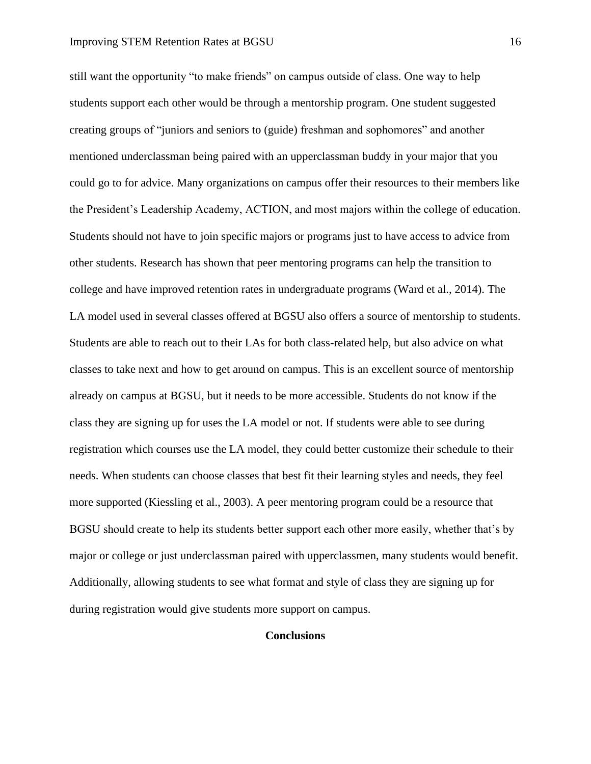still want the opportunity "to make friends" on campus outside of class. One way to help students support each other would be through a mentorship program. One student suggested creating groups of "juniors and seniors to (guide) freshman and sophomores" and another mentioned underclassman being paired with an upperclassman buddy in your major that you could go to for advice. Many organizations on campus offer their resources to their members like the President's Leadership Academy, ACTION, and most majors within the college of education. Students should not have to join specific majors or programs just to have access to advice from other students. Research has shown that peer mentoring programs can help the transition to college and have improved retention rates in undergraduate programs (Ward et al., 2014). The LA model used in several classes offered at BGSU also offers a source of mentorship to students. Students are able to reach out to their LAs for both class-related help, but also advice on what classes to take next and how to get around on campus. This is an excellent source of mentorship already on campus at BGSU, but it needs to be more accessible. Students do not know if the class they are signing up for uses the LA model or not. If students were able to see during registration which courses use the LA model, they could better customize their schedule to their needs. When students can choose classes that best fit their learning styles and needs, they feel more supported (Kiessling et al., 2003). A peer mentoring program could be a resource that BGSU should create to help its students better support each other more easily, whether that's by major or college or just underclassman paired with upperclassmen, many students would benefit. Additionally, allowing students to see what format and style of class they are signing up for during registration would give students more support on campus.

## Conclusions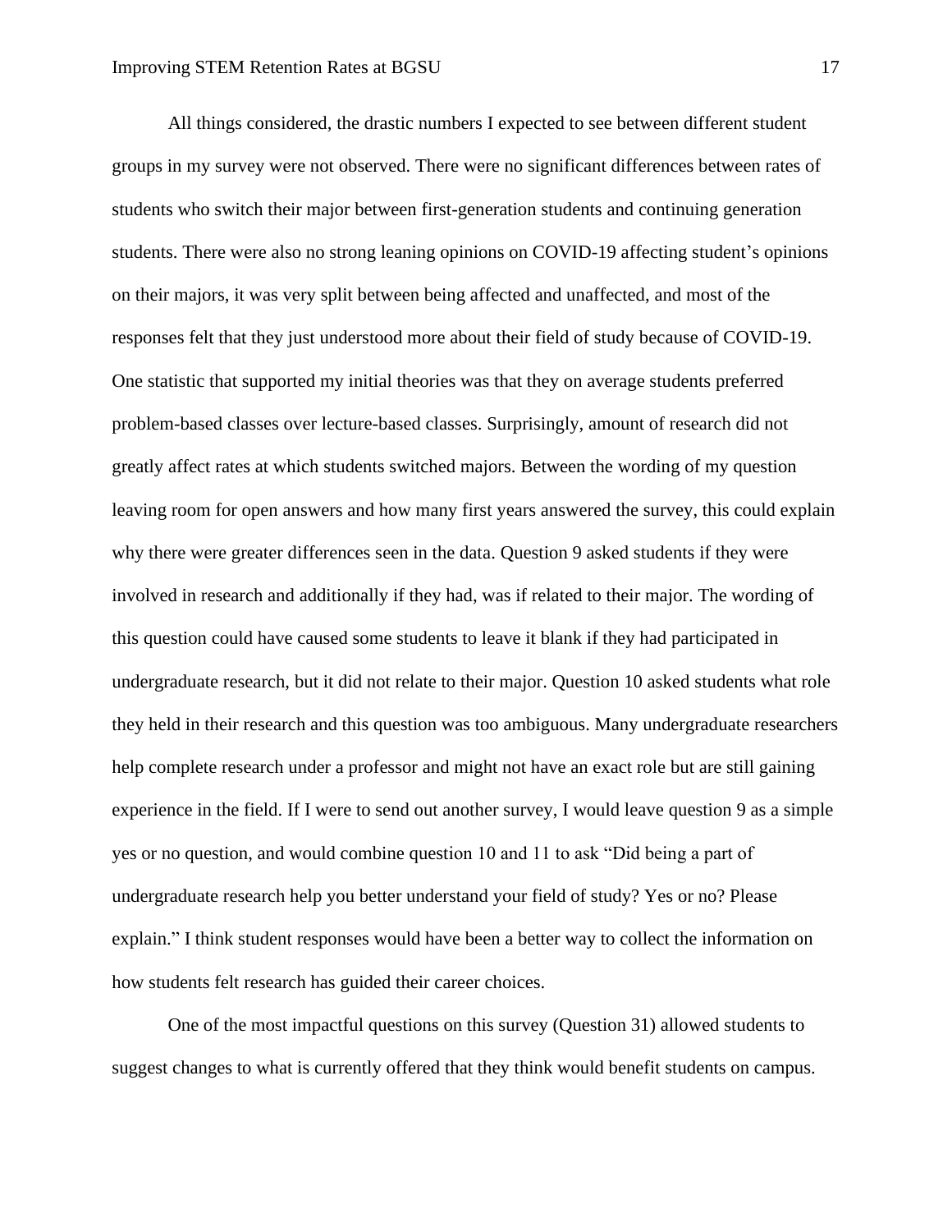All things considered, the drastic numbers I expected to see between different student groups in my survey were not observed. There were no significant differences between rates of students who switch their major between first-generation students and continuing generation students. There were also no strong leaning opinions on COVID-19 affecting student's opinions on their majors, it was very split between being affected and unaffected, and most of the responses felt that they just understood more about their field of study because of COVID-19. One statistic that supported my initial theories was that they on average students preferred problem-based classes over lecture-based classes. Surprisingly, amount of research did not greatly affect rates at which students switched majors. Between the wording of my question leaving room for open answers and how many first years answered the survey, this could explain why there were greater differences seen in the data. Question 9 asked students if they were involved in research and additionally if they had, was if related to their major. The wording of this question could have caused some students to leave it blank if they had participated in undergraduate research, but it did not relate to their major. Question 10 asked students what role they held in their research and this question was too ambiguous. Many undergraduate researchers help complete research under a professor and might not have an exact role but are still gaining experience in the field. If I were to send out another survey, I would leave question 9 as a simple yes or no question, and would combine question 10 and 11 to ask "Did being a part of undergraduate research help you better understand your field of study? Yes or no? Please explain." I think student responses would have been a better way to collect the information on how students felt research has guided their career choices.

One of the most impactful questions on this survey (Question 31) allowed students to suggest changes to what is currently offered that they think would benefit students on campus.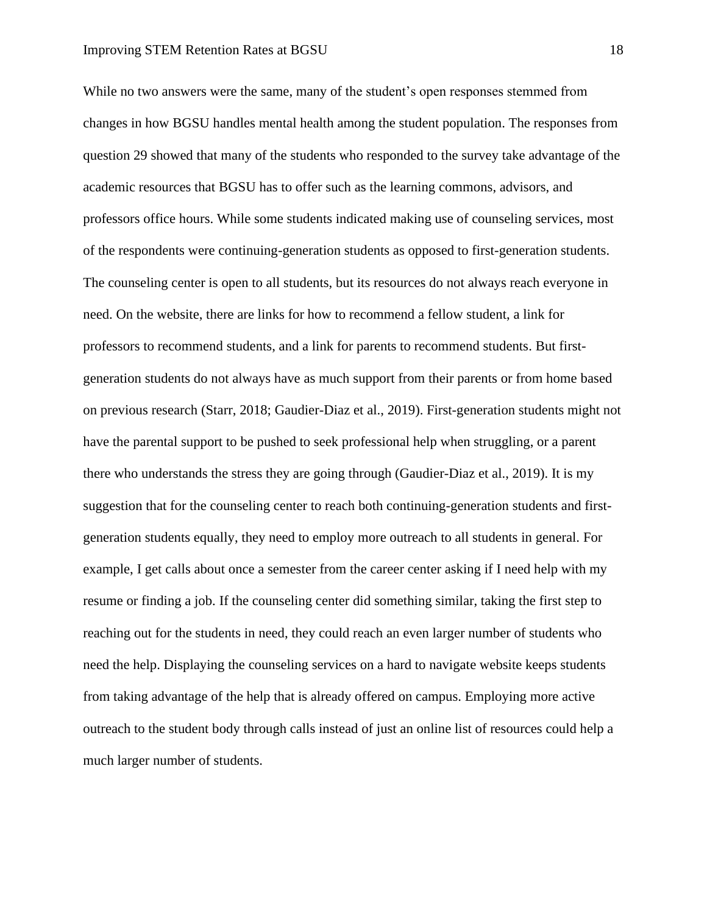While no two answers were the same, many of the student's open responses stemmed from changes in how BGSU handles mental health among the student population. The responses from question 29 showed that many of the students who responded to the survey take advantage of the academic resources that BGSU has to offer such as the learning commons, advisors, and professors office hours. While some students indicated making use of counseling services, most of the respondents were continuing-generation students as opposed to first-generation students. The counseling center is open to all students, but its resources do not always reach everyone in need. On the website, there are links for how to recommend a fellow student, a link for professors to recommend students, and a link for parents to recommend students. But first-generation students do not always have as much support from their parents or from home based on previous research (Starr, 2018; Gaudier-Diaz et al., 2019). First-generation students might not have the parental support to be pushed to seek professional help when struggling, or a parent there who understands the stress they are going through (Gaudier-Diaz et al., 2019). It is my suggestion that for the counseling center to reach both continuing-generation students and first-generation students equally, they need to employ more outreach to all students in general. For example, I get calls about once a semester from the career center asking if I need help with my resume or finding a job. If the counseling center did something similar, taking the first step to reaching out for the students in need, they could reach an even larger number of students who need the help. Displaying the counseling services on a hard to navigate website keeps students from taking advantage of the help that is already offered on campus. Employing more active outreach to the student body through calls instead of just an online list of resources could help a much larger number of students.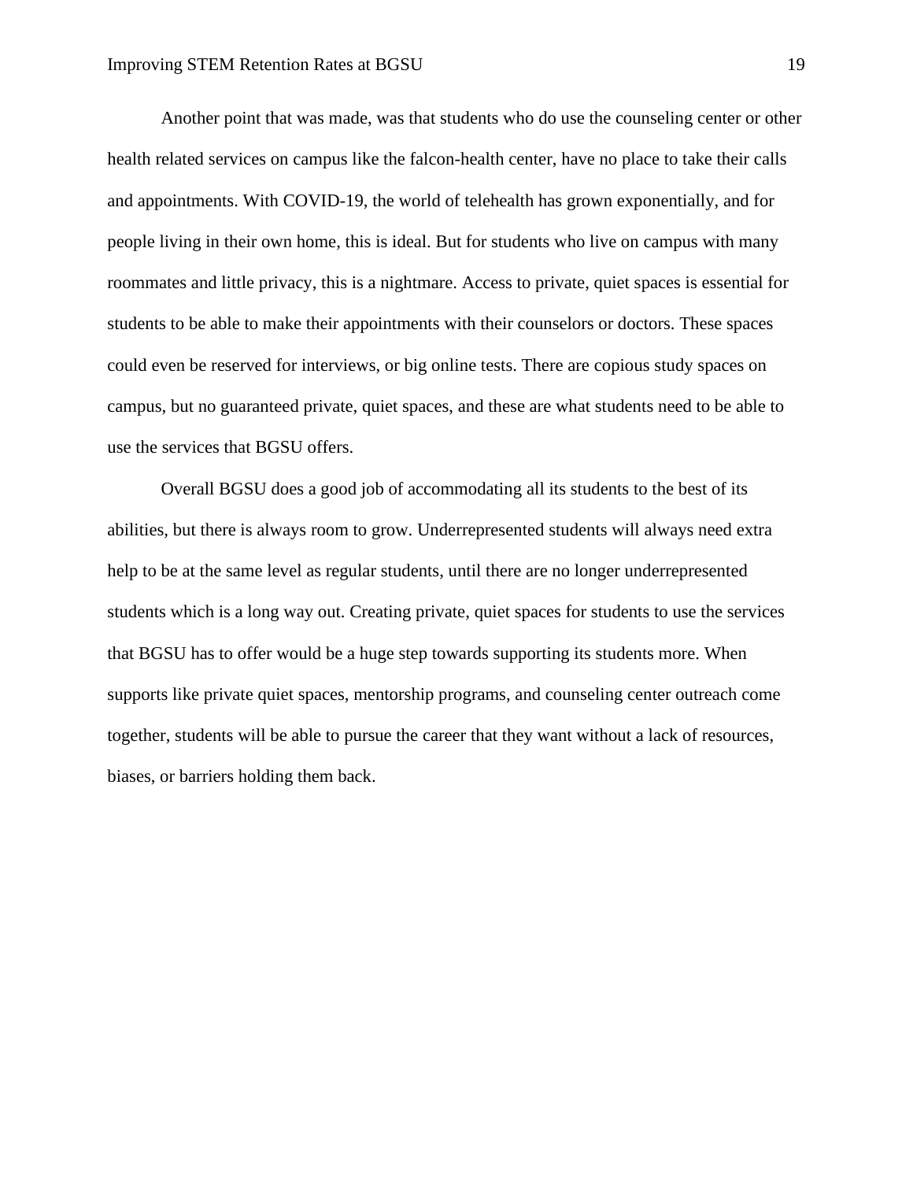Another point that was made, was that students who do use the counseling center or other health related services on campus like the falcon-health center, have no place to take their calls and appointments. With COVID-19, the world of telehealth has grown exponentially, and for people living in their own home, this is ideal. But for students who live on campus with many roommates and little privacy, this is a nightmare. Access to private, quiet spaces is essential for students to be able to make their appointments with their counselors or doctors. These spaces could even be reserved for interviews, or big online tests. There are copious study spaces on campus, but no guaranteed private, quiet spaces, and these are what students need to be able to use the services that BGSU offers.

Overall BGSU does a good job of accommodating all its students to the best of its abilities, but there is always room to grow. Underrepresented students will always need extra help to be at the same level as regular students, until there are no longer underrepresented students which is a long way out. Creating private, quiet spaces for students to use the services that BGSU has to offer would be a huge step towards supporting its students more. When supports like private quiet spaces, mentorship programs, and counseling center outreach come together, students will be able to pursue the career that they want without a lack of resources, biases, or barriers holding them back.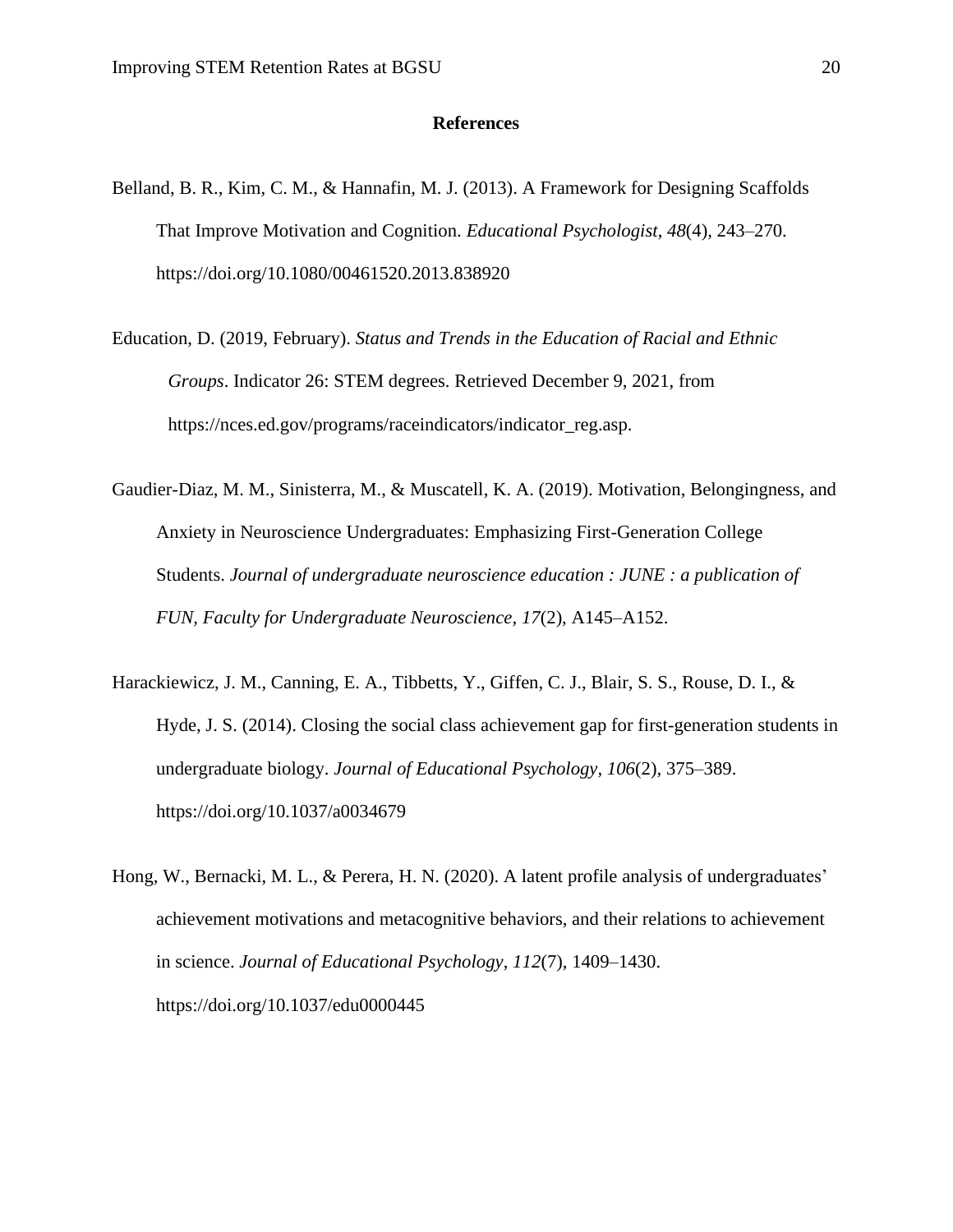## References

Belland, B. R., Kim, C. M., & Hannafin, M. J. (2013). A Framework for Designing Scaffolds That Improve Motivation and Cognition. *Educational Psychologist*, *48*(4), 243–270. https://doi.org/10.1080/00461520.2013.838920

Education, D. (2019, February). *Status and Trends in the Education of Racial and Ethnic Groups*. Indicator 26: STEM degrees. Retrieved December 9, 2021, from https://nces.ed.gov/programs/raceindicators/indicator_reg.asp.

Gaudier-Diaz, M. M., Sinisterra, M., & Muscatell, K. A. (2019). Motivation, Belongingness, and Anxiety in Neuroscience Undergraduates: Emphasizing First-Generation College Students. *Journal of undergraduate neuroscience education : JUNE : a publication of FUN, Faculty for Undergraduate Neuroscience*, *17*(2), A145–A152.

Harackiewicz, J. M., Canning, E. A., Tibbetts, Y., Giffen, C. J., Blair, S. S., Rouse, D. I., & Hyde, J. S. (2014). Closing the social class achievement gap for first-generation students in undergraduate biology. *Journal of Educational Psychology*, *106*(2), 375–389. https://doi.org/10.1037/a0034679

Hong, W., Bernacki, M. L., & Perera, H. N. (2020). A latent profile analysis of undergraduates' achievement motivations and metacognitive behaviors, and their relations to achievement in science. *Journal of Educational Psychology*, *112*(7), 1409–1430. https://doi.org/10.1037/edu0000445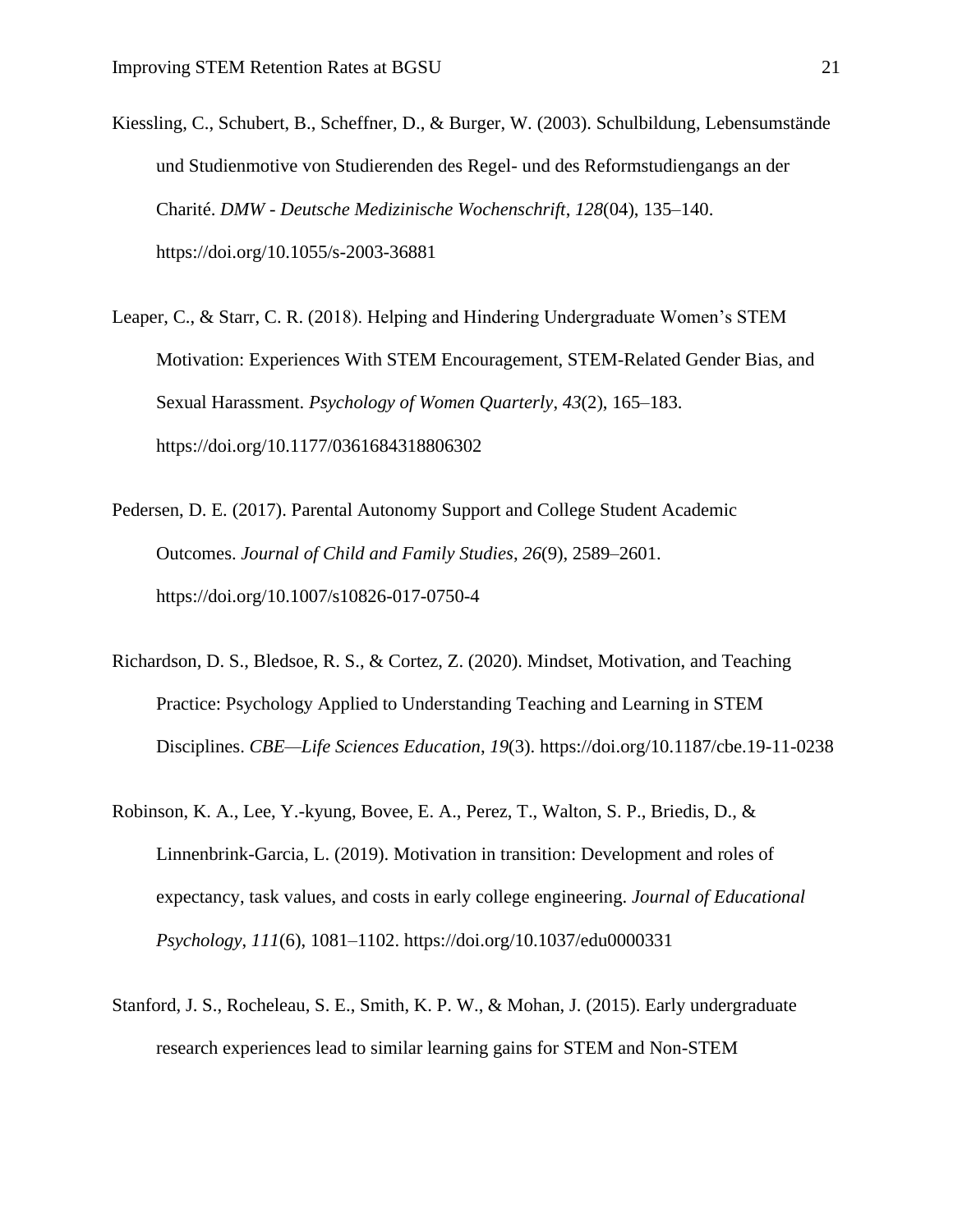Kiessling, C., Schubert, B., Scheffner, D., & Burger, W. (2003). Schulbildung, Lebensumstände und Studienmotive von Studierenden des Regel- und des Reformstudiengangs an der Charité. *DMW - Deutsche Medizinische Wochenschrift*, *128*(04), 135–140. https://doi.org/10.1055/s-2003-36881

Leaper, C., & Starr, C. R. (2018). Helping and Hindering Undergraduate Women's STEM Motivation: Experiences With STEM Encouragement, STEM-Related Gender Bias, and Sexual Harassment. *Psychology of Women Quarterly*, *43*(2), 165–183. https://doi.org/10.1177/0361684318806302

Pedersen, D. E. (2017). Parental Autonomy Support and College Student Academic Outcomes. *Journal of Child and Family Studies*, *26*(9), 2589–2601. https://doi.org/10.1007/s10826-017-0750-4

Richardson, D. S., Bledsoe, R. S., & Cortez, Z. (2020). Mindset, Motivation, and Teaching Practice: Psychology Applied to Understanding Teaching and Learning in STEM Disciplines. *CBE—Life Sciences Education*, *19*(3). https://doi.org/10.1187/cbe.19-11-0238

Robinson, K. A., Lee, Y.-kyung, Bovee, E. A., Perez, T., Walton, S. P., Briedis, D., & Linnenbrink-Garcia, L. (2019). Motivation in transition: Development and roles of expectancy, task values, and costs in early college engineering. *Journal of Educational Psychology*, *111*(6), 1081–1102. https://doi.org/10.1037/edu0000331

Stanford, J. S., Rocheleau, S. E., Smith, K. P. W., & Mohan, J. (2015). Early undergraduate research experiences lead to similar learning gains for STEM and Non-STEM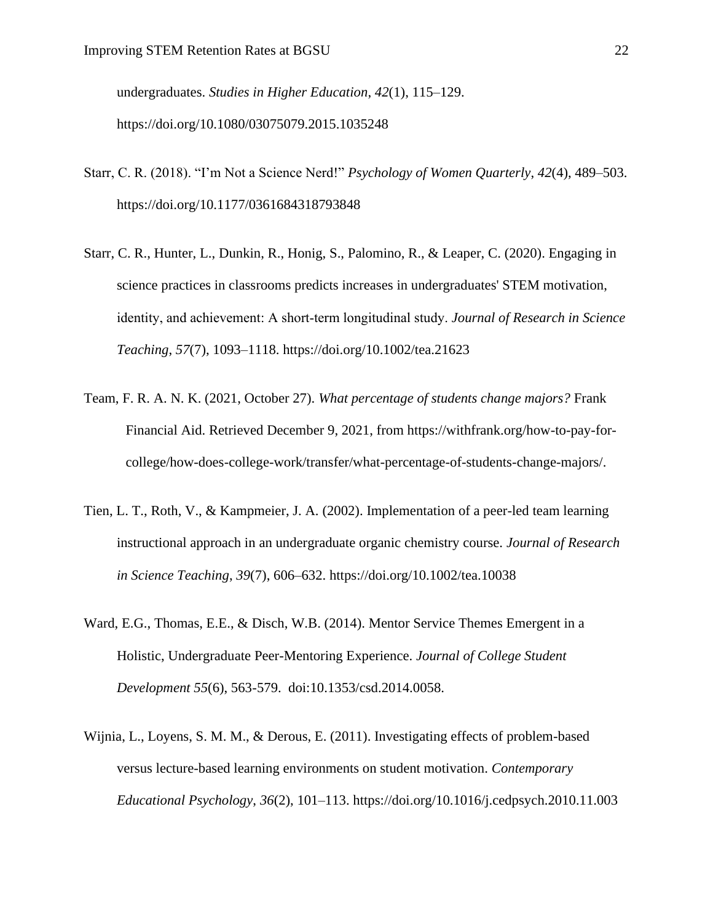undergraduates. *Studies in Higher Education*, *42*(1), 115–129. https://doi.org/10.1080/03075079.2015.1035248

Starr, C. R. (2018). "I'm Not a Science Nerd!" *Psychology of Women Quarterly*, *42*(4), 489–503. https://doi.org/10.1177/0361684318793848

Starr, C. R., Hunter, L., Dunkin, R., Honig, S., Palomino, R., & Leaper, C. (2020). Engaging in science practices in classrooms predicts increases in undergraduates' STEM motivation, identity, and achievement: A short-term longitudinal study. *Journal of Research in Science Teaching*, *57*(7), 1093–1118. https://doi.org/10.1002/tea.21623

Team, F. R. A. N. K. (2021, October 27). *What percentage of students change majors?* Frank Financial Aid. Retrieved December 9, 2021, from https://withfrank.org/how-to-pay-for-college/how-does-college-work/transfer/what-percentage-of-students-change-majors/.

Tien, L. T., Roth, V., & Kampmeier, J. A. (2002). Implementation of a peer-led team learning instructional approach in an undergraduate organic chemistry course. *Journal of Research in Science Teaching*, *39*(7), 606–632. https://doi.org/10.1002/tea.10038

Ward, E.G., Thomas, E.E., & Disch, W.B. (2014). Mentor Service Themes Emergent in a Holistic, Undergraduate Peer-Mentoring Experience. *Journal of College Student Development 55*(6), 563-579. doi:10.1353/csd.2014.0058.

Wijnia, L., Loyens, S. M. M., & Derous, E. (2011). Investigating effects of problem-based versus lecture-based learning environments on student motivation. *Contemporary Educational Psychology*, *36*(2), 101–113. https://doi.org/10.1016/j.cedpsych.2010.11.003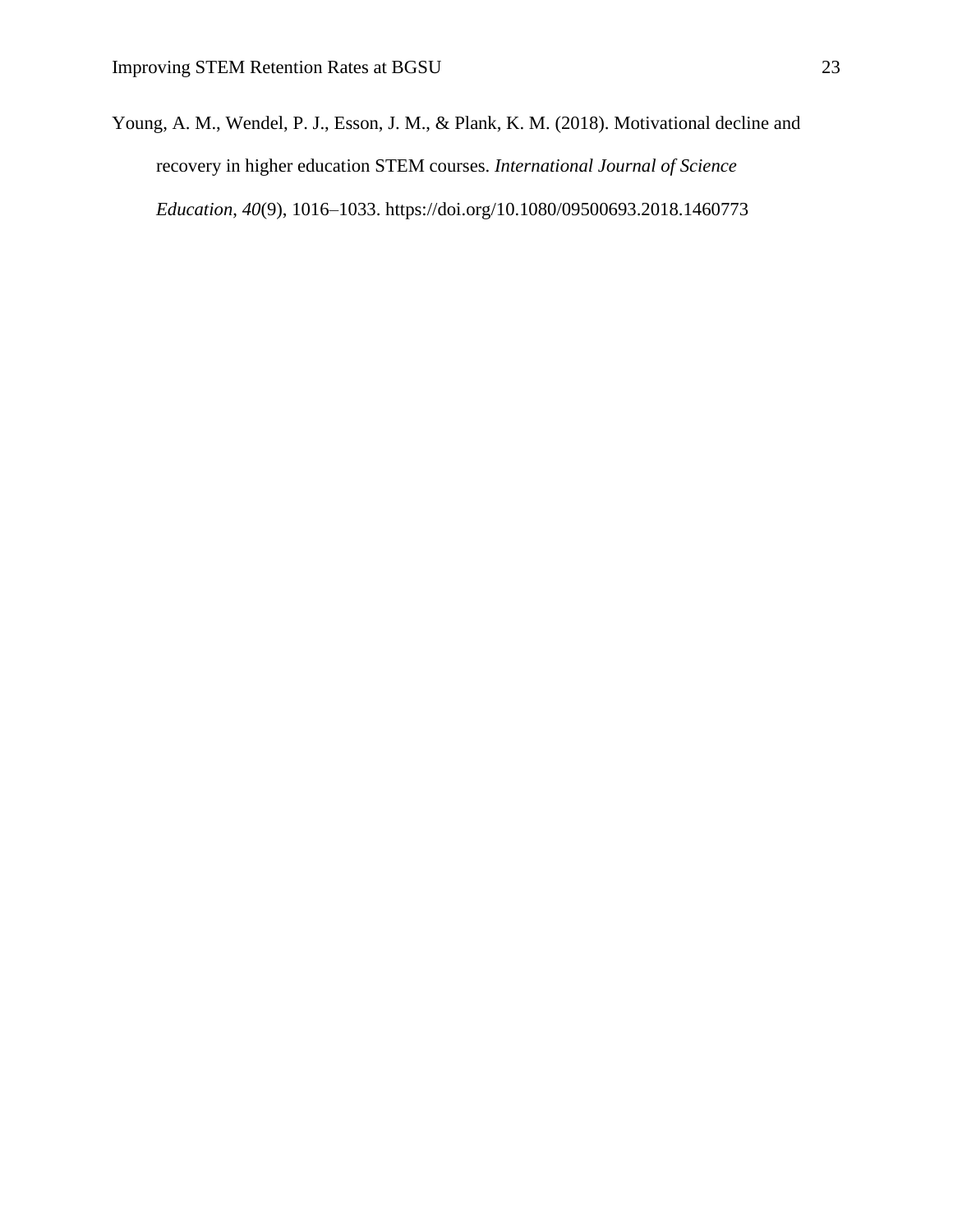Young, A. M., Wendel, P. J., Esson, J. M., & Plank, K. M. (2018). Motivational decline and recovery in higher education STEM courses. *International Journal of Science Education*, *40*(9), 1016–1033. https://doi.org/10.1080/09500693.2018.1460773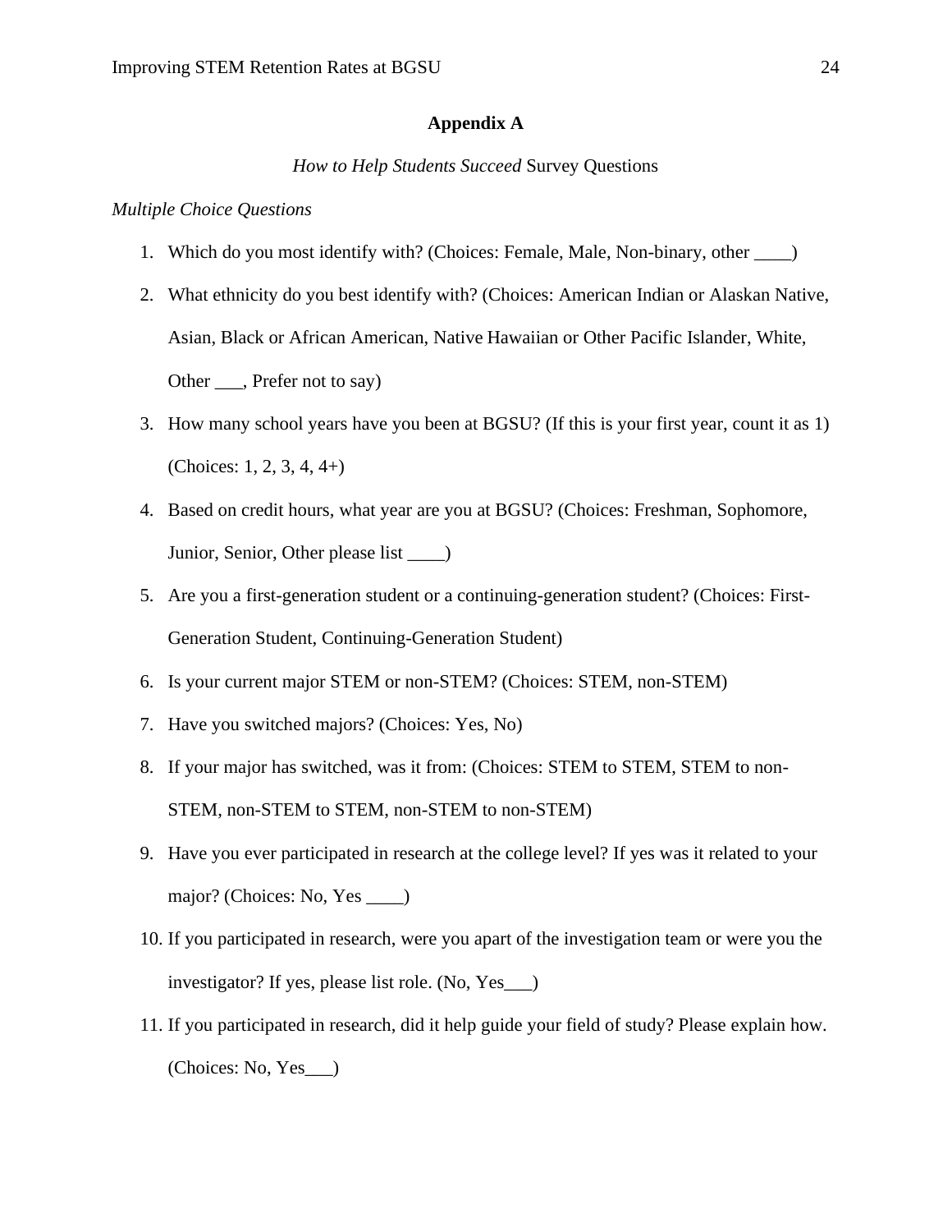# Appendix A

*How to Help Students Succeed* Survey Questions

*Multiple Choice Questions*

1. Which do you most identify with? (Choices: Female, Male, Non-binary, other ____)
2. What ethnicity do you best identify with? (Choices: American Indian or Alaskan Native, Asian, Black or African American, Native Hawaiian or Other Pacific Islander, White, Other ___, Prefer not to say)
3. How many school years have you been at BGSU? (If this is your first year, count it as 1) (Choices: 1, 2, 3, 4, 4+)
4. Based on credit hours, what year are you at BGSU? (Choices: Freshman, Sophomore, Junior, Senior, Other please list ____)
5. Are you a first-generation student or a continuing-generation student? (Choices: First-Generation Student, Continuing-Generation Student)
6. Is your current major STEM or non-STEM? (Choices: STEM, non-STEM)
7. Have you switched majors? (Choices: Yes, No)
8. If your major has switched, was it from: (Choices: STEM to STEM, STEM to non-STEM, non-STEM to STEM, non-STEM to non-STEM)
9. Have you ever participated in research at the college level? If yes was it related to your major? (Choices: No, Yes ____)
10. If you participated in research, were you apart of the investigation team or were you the investigator? If yes, please list role. (No, Yes___)
11. If you participated in research, did it help guide your field of study? Please explain how. (Choices: No, Yes___)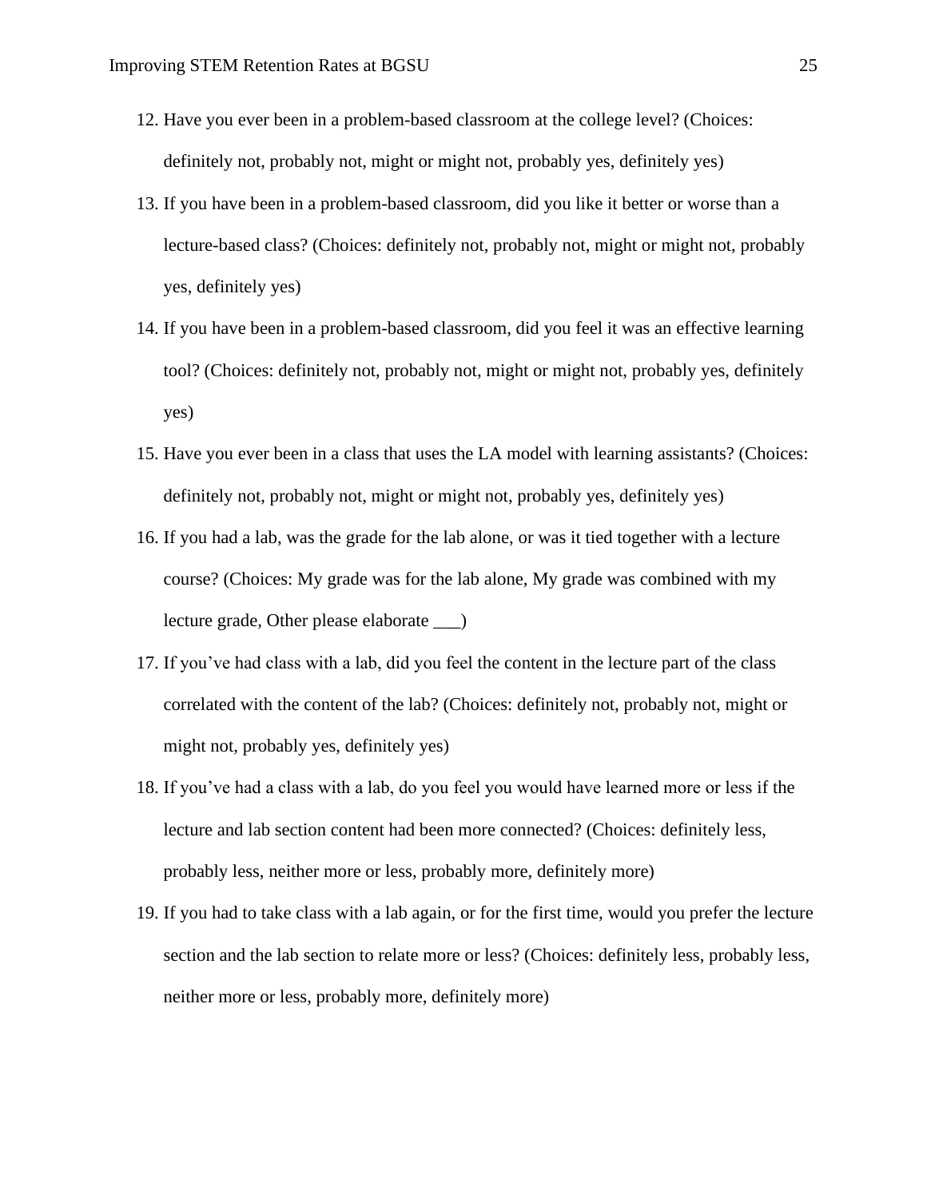12. Have you ever been in a problem-based classroom at the college level? (Choices: definitely not, probably not, might or might not, probably yes, definitely yes)
13. If you have been in a problem-based classroom, did you like it better or worse than a lecture-based class? (Choices: definitely not, probably not, might or might not, probably yes, definitely yes)
14. If you have been in a problem-based classroom, did you feel it was an effective learning tool? (Choices: definitely not, probably not, might or might not, probably yes, definitely yes)
15. Have you ever been in a class that uses the LA model with learning assistants? (Choices: definitely not, probably not, might or might not, probably yes, definitely yes)
16. If you had a lab, was the grade for the lab alone, or was it tied together with a lecture course? (Choices: My grade was for the lab alone, My grade was combined with my lecture grade, Other please elaborate ___)
17. If you've had class with a lab, did you feel the content in the lecture part of the class correlated with the content of the lab? (Choices: definitely not, probably not, might or might not, probably yes, definitely yes)
18. If you've had a class with a lab, do you feel you would have learned more or less if the lecture and lab section content had been more connected? (Choices: definitely less, probably less, neither more or less, probably more, definitely more)
19. If you had to take class with a lab again, or for the first time, would you prefer the lecture section and the lab section to relate more or less? (Choices: definitely less, probably less, neither more or less, probably more, definitely more)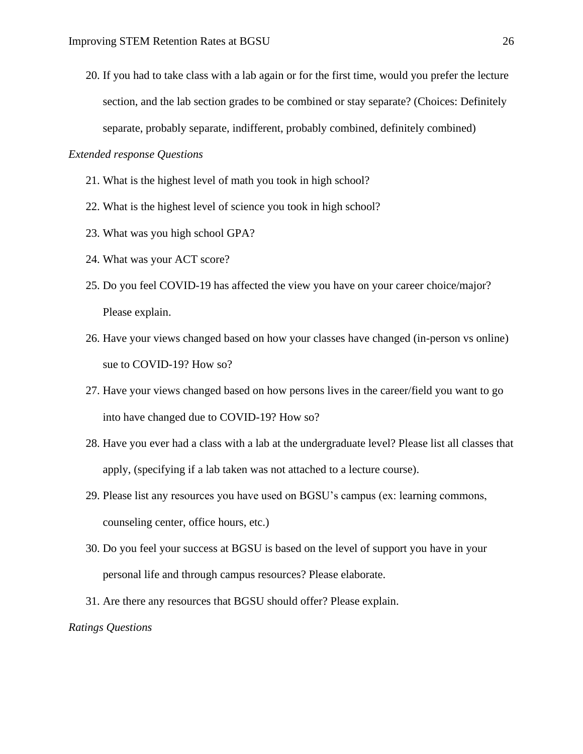20. If you had to take class with a lab again or for the first time, would you prefer the lecture section, and the lab section grades to be combined or stay separate? (Choices: Definitely separate, probably separate, indifferent, probably combined, definitely combined)

*Extended response Questions*

21. What is the highest level of math you took in high school?
22. What is the highest level of science you took in high school?
23. What was you high school GPA?
24. What was your ACT score?
25. Do you feel COVID-19 has affected the view you have on your career choice/major? Please explain.
26. Have your views changed based on how your classes have changed (in-person vs online) sue to COVID-19? How so?
27. Have your views changed based on how persons lives in the career/field you want to go into have changed due to COVID-19? How so?
28. Have you ever had a class with a lab at the undergraduate level? Please list all classes that apply, (specifying if a lab taken was not attached to a lecture course).
29. Please list any resources you have used on BGSU's campus (ex: learning commons, counseling center, office hours, etc.)
30. Do you feel your success at BGSU is based on the level of support you have in your personal life and through campus resources? Please elaborate.
31. Are there any resources that BGSU should offer? Please explain.

*Ratings Questions*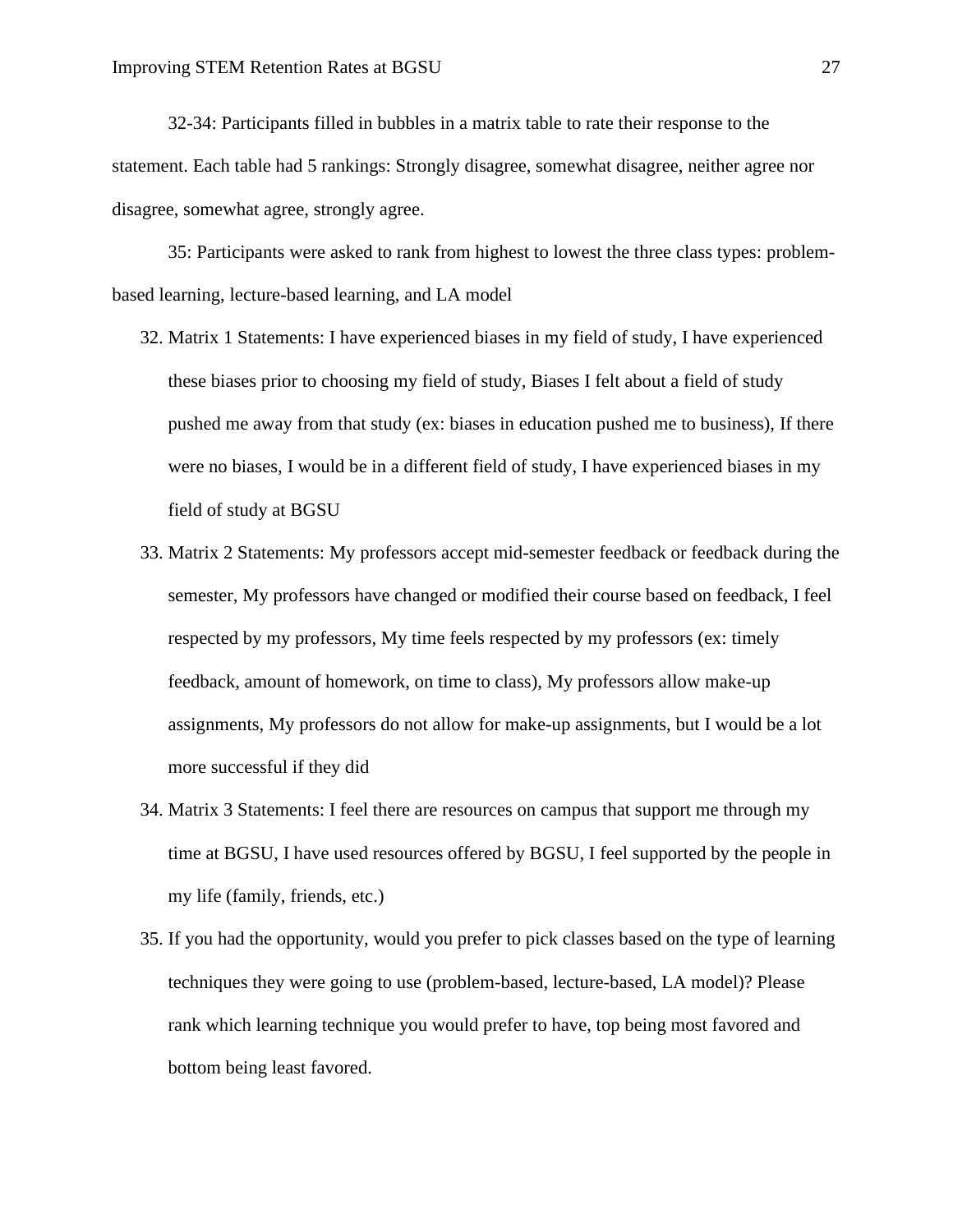32-34: Participants filled in bubbles in a matrix table to rate their response to the statement. Each table had 5 rankings: Strongly disagree, somewhat disagree, neither agree nor disagree, somewhat agree, strongly agree.

35: Participants were asked to rank from highest to lowest the three class types: problem-based learning, lecture-based learning, and LA model

32. Matrix 1 Statements: I have experienced biases in my field of study, I have experienced these biases prior to choosing my field of study, Biases I felt about a field of study pushed me away from that study (ex: biases in education pushed me to business), If there were no biases, I would be in a different field of study, I have experienced biases in my field of study at BGSU
33. Matrix 2 Statements: My professors accept mid-semester feedback or feedback during the semester, My professors have changed or modified their course based on feedback, I feel respected by my professors, My time feels respected by my professors (ex: timely feedback, amount of homework, on time to class), My professors allow make-up assignments, My professors do not allow for make-up assignments, but I would be a lot more successful if they did
34. Matrix 3 Statements: I feel there are resources on campus that support me through my time at BGSU, I have used resources offered by BGSU, I feel supported by the people in my life (family, friends, etc.)
35. If you had the opportunity, would you prefer to pick classes based on the type of learning techniques they were going to use (problem-based, lecture-based, LA model)? Please rank which learning technique you would prefer to have, top being most favored and bottom being least favored.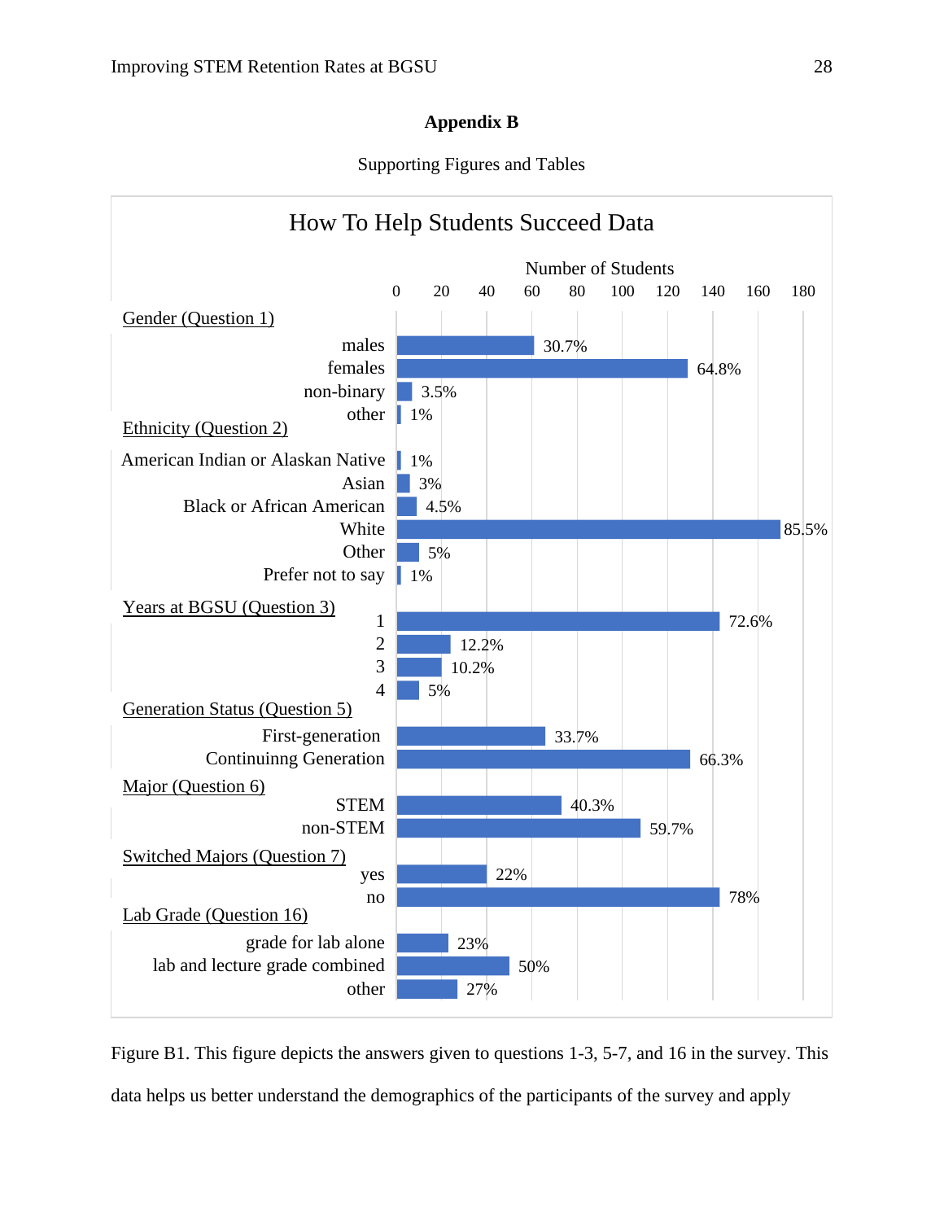# Appendix B

Supporting Figures and Tables

**How To Help Students Succeed Data**

Number of Students

| Category | Response | Percentage |
|---|---|---|
| Gender (Question 1) | males | 30.7% |
| | females | 64.8% |
| | non-binary | 3.5% |
| | other | 1% |
| Ethnicity (Question 2) | American Indian or Alaskan Native | 1% |
| | Asian | 3% |
| | Black or African American | 4.5% |
| | White | 85.5% |
| | Other | 5% |
| | Prefer not to say | 1% |
| Years at BGSU (Question 3) | 1 | 72.6% |
| | 2 | 12.2% |
| | 3 | 10.2% |
| | 4 | 5% |
| Generation Status (Question 5) | First-generation | 33.7% |
| | Continuinng Generation | 66.3% |
| Major (Question 6) | STEM | 40.3% |
| | non-STEM | 59.7% |
| Switched Majors (Question 7) | yes | 22% |
| | no | 78% |
| Lab Grade (Question 16) | grade for lab alone | 23% |
| | lab and lecture grade combined | 50% |
| | other | 27% |

Figure B1. This figure depicts the answers given to questions 1-3, 5-7, and 16 in the survey. This data helps us better understand the demographics of the participants of the survey and apply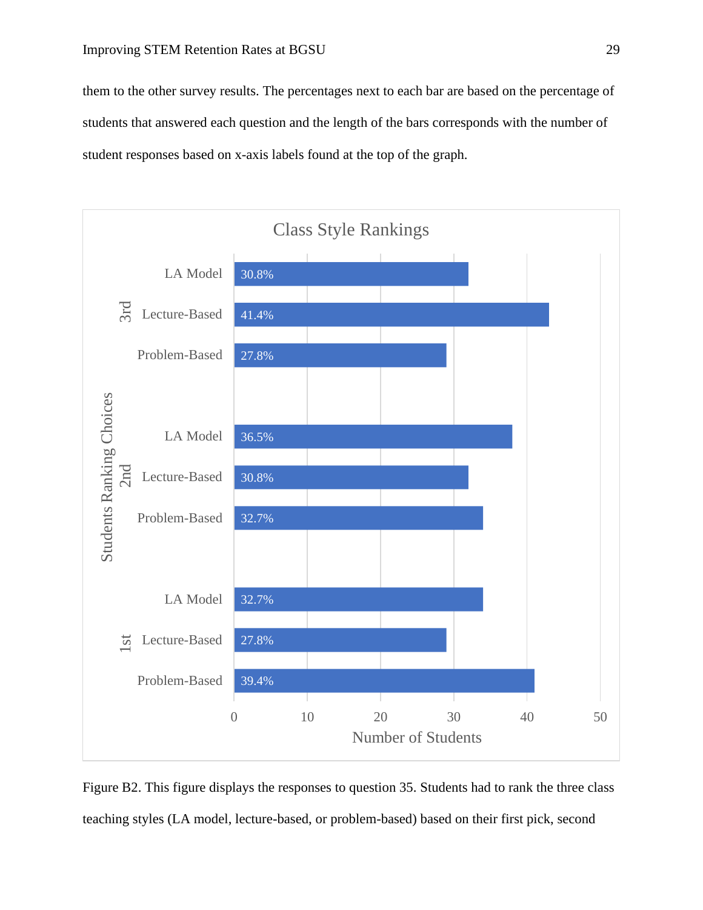them to the other survey results. The percentages next to each bar are based on the percentage of students that answered each question and the length of the bars corresponds with the number of student responses based on x-axis labels found at the top of the graph.

**Class Style Rankings**

| Students Ranking Choices | Class Style | Percentage |
|---|---|---|
| 3rd | LA Model | 30.8% |
| 3rd | Lecture-Based | 41.4% |
| 3rd | Problem-Based | 27.8% |
| 2nd | LA Model | 36.5% |
| 2nd | Lecture-Based | 30.8% |
| 2nd | Problem-Based | 32.7% |
| 1st | LA Model | 32.7% |
| 1st | Lecture-Based | 27.8% |
| 1st | Problem-Based | 39.4% |

Number of Students (x-axis: 0, 10, 20, 30, 40, 50)

Figure B2. This figure displays the responses to question 35. Students had to rank the three class teaching styles (LA model, lecture-based, or problem-based) based on their first pick, second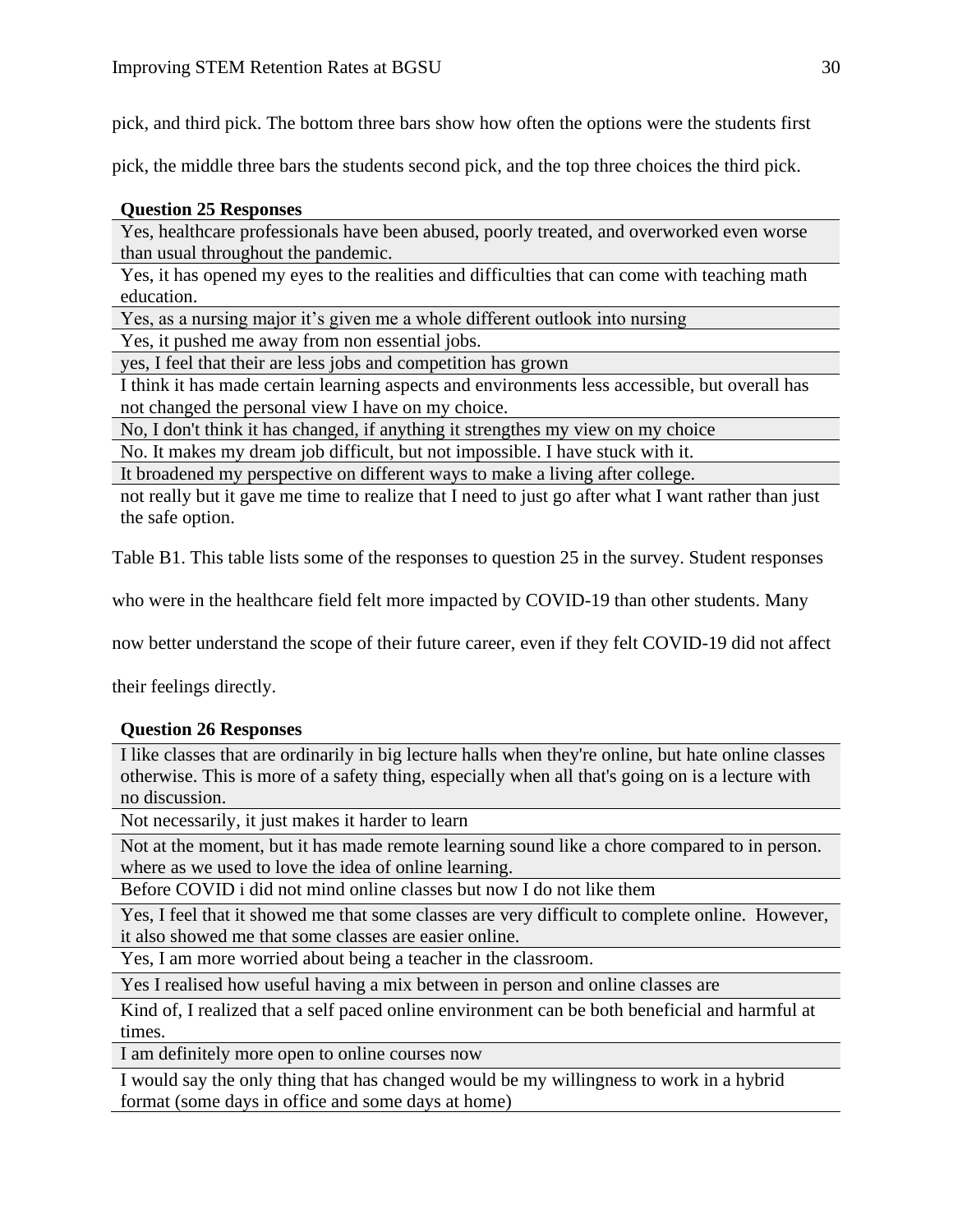pick, and third pick. The bottom three bars show how often the options were the students first pick, the middle three bars the students second pick, and the top three choices the third pick.

| Question 25 Responses |
| --- |
| Yes, healthcare professionals have been abused, poorly treated, and overworked even worse than usual throughout the pandemic. |
| Yes, it has opened my eyes to the realities and difficulties that can come with teaching math education. |
| Yes, as a nursing major it’s given me a whole different outlook into nursing |
| Yes, it pushed me away from non essential jobs. |
| yes, I feel that their are less jobs and competition has grown |
| I think it has made certain learning aspects and environments less accessible, but overall has not changed the personal view I have on my choice. |
| No, I don't think it has changed, if anything it strengthes my view on my choice |
| No. It makes my dream job difficult, but not impossible. I have stuck with it. |
| It broadened my perspective on different ways to make a living after college. |
| not really but it gave me time to realize that I need to just go after what I want rather than just the safe option. |

Table B1. This table lists some of the responses to question 25 in the survey. Student responses who were in the healthcare field felt more impacted by COVID-19 than other students. Many now better understand the scope of their future career, even if they felt COVID-19 did not affect their feelings directly.

| Question 26 Responses |
| --- |
| I like classes that are ordinarily in big lecture halls when they're online, but hate online classes otherwise. This is more of a safety thing, especially when all that's going on is a lecture with no discussion. |
| Not necessarily, it just makes it harder to learn |
| Not at the moment, but it has made remote learning sound like a chore compared to in person. where as we used to love the idea of online learning. |
| Before COVID i did not mind online classes but now I do not like them |
| Yes, I feel that it showed me that some classes are very difficult to complete online. However, it also showed me that some classes are easier online. |
| Yes, I am more worried about being a teacher in the classroom. |
| Yes I realised how useful having a mix between in person and online classes are |
| Kind of, I realized that a self paced online environment can be both beneficial and harmful at times. |
| I am definitely more open to online courses now |
| I would say the only thing that has changed would be my willingness to work in a hybrid format (some days in office and some days at home) |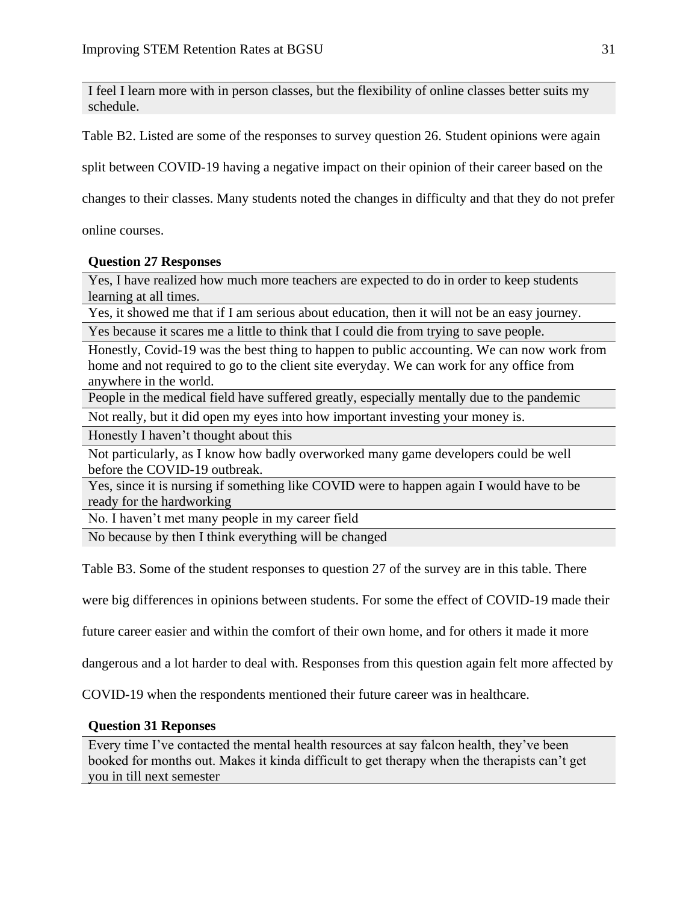| I feel I learn more with in person classes, but the flexibility of online classes better suits my schedule. |
|---|

Table B2. Listed are some of the responses to survey question 26. Student opinions were again split between COVID-19 having a negative impact on their opinion of their career based on the changes to their classes. Many students noted the changes in difficulty and that they do not prefer online courses.

| **Question 27 Responses** |
|---|
| Yes, I have realized how much more teachers are expected to do in order to keep students learning at all times. |
| Yes, it showed me that if I am serious about education, then it will not be an easy journey. |
| Yes because it scares me a little to think that I could die from trying to save people. |
| Honestly, Covid-19 was the best thing to happen to public accounting. We can now work from home and not required to go to the client site everyday. We can work for any office from anywhere in the world. |
| People in the medical field have suffered greatly, especially mentally due to the pandemic |
| Not really, but it did open my eyes into how important investing your money is. |
| Honestly I haven't thought about this |
| Not particularly, as I know how badly overworked many game developers could be well before the COVID-19 outbreak. |
| Yes, since it is nursing if something like COVID were to happen again I would have to be ready for the hardworking |
| No. I haven't met many people in my career field |
| No because by then I think everything will be changed |

Table B3. Some of the student responses to question 27 of the survey are in this table. There were big differences in opinions between students. For some the effect of COVID-19 made their future career easier and within the comfort of their own home, and for others it made it more dangerous and a lot harder to deal with. Responses from this question again felt more affected by COVID-19 when the respondents mentioned their future career was in healthcare.

| **Question 31 Reponses** |
|---|
| Every time I've contacted the mental health resources at say falcon health, they've been booked for months out. Makes it kinda difficult to get therapy when the therapists can't get you in till next semester |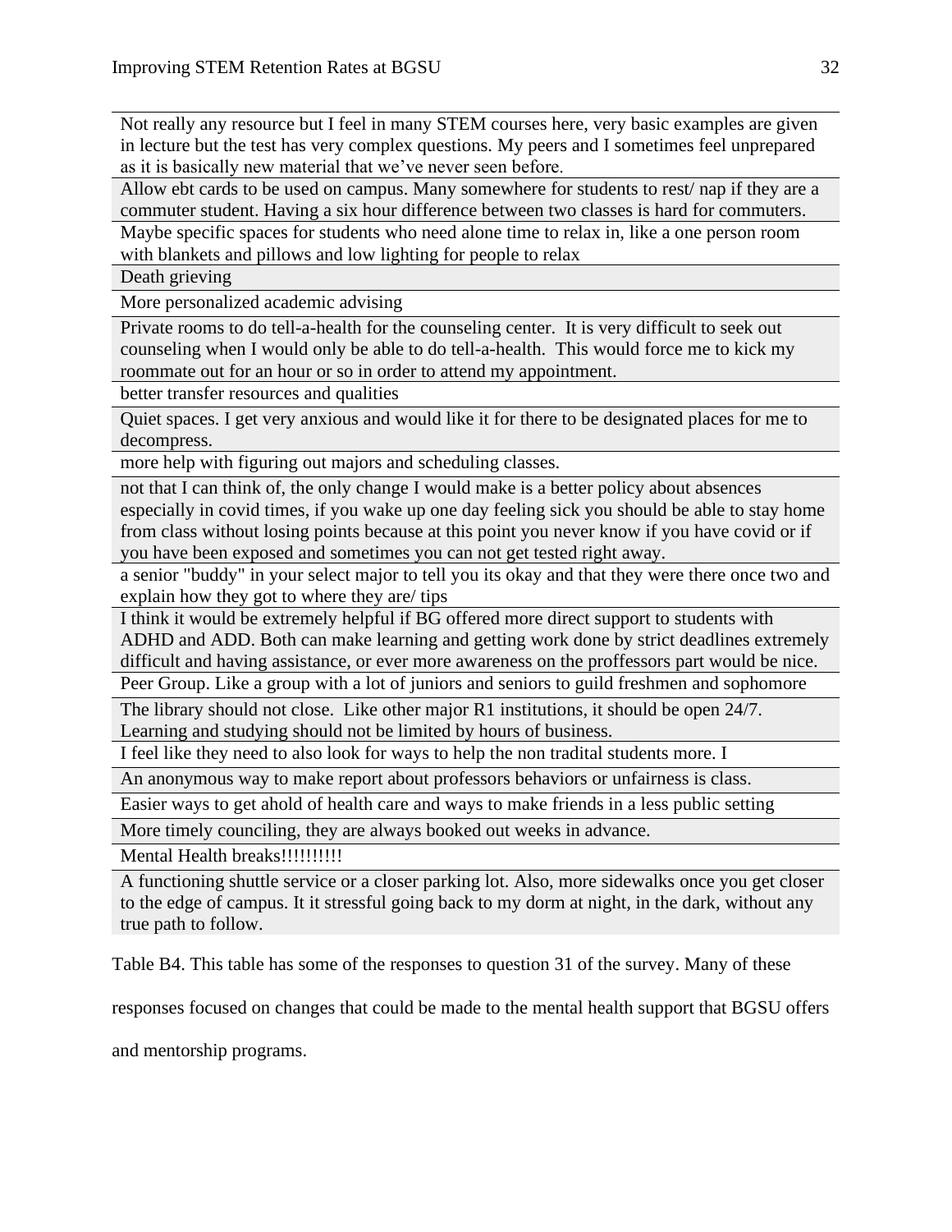| |
|---|
| Not really any resource but I feel in many STEM courses here, very basic examples are given in lecture but the test has very complex questions. My peers and I sometimes feel unprepared as it is basically new material that we've never seen before. |
| Allow ebt cards to be used on campus. Many somewhere for students to rest/ nap if they are a commuter student. Having a six hour difference between two classes is hard for commuters. |
| Maybe specific spaces for students who need alone time to relax in, like a one person room with blankets and pillows and low lighting for people to relax |
| Death grieving |
| More personalized academic advising |
| Private rooms to do tell-a-health for the counseling center. It is very difficult to seek out counseling when I would only be able to do tell-a-health. This would force me to kick my roommate out for an hour or so in order to attend my appointment. |
| better transfer resources and qualities |
| Quiet spaces. I get very anxious and would like it for there to be designated places for me to decompress. |
| more help with figuring out majors and scheduling classes. |
| not that I can think of, the only change I would make is a better policy about absences especially in covid times, if you wake up one day feeling sick you should be able to stay home from class without losing points because at this point you never know if you have covid or if you have been exposed and sometimes you can not get tested right away. |
| a senior "buddy" in your select major to tell you its okay and that they were there once two and explain how they got to where they are/ tips |
| I think it would be extremely helpful if BG offered more direct support to students with ADHD and ADD. Both can make learning and getting work done by strict deadlines extremely difficult and having assistance, or ever more awareness on the proffessors part would be nice. |
| Peer Group. Like a group with a lot of juniors and seniors to guild freshmen and sophomore |
| The library should not close. Like other major R1 institutions, it should be open 24/7. Learning and studying should not be limited by hours of business. |
| I feel like they need to also look for ways to help the non tradital students more. I |
| An anonymous way to make report about professors behaviors or unfairness is class. |
| Easier ways to get ahold of health care and ways to make friends in a less public setting |
| More timely counciling, they are always booked out weeks in advance. |
| Mental Health breaks!!!!!!!!!! |
| A functioning shuttle service or a closer parking lot. Also, more sidewalks once you get closer to the edge of campus. It it stressful going back to my dorm at night, in the dark, without any true path to follow. |

Table B4. This table has some of the responses to question 31 of the survey. Many of these responses focused on changes that could be made to the mental health support that BGSU offers and mentorship programs.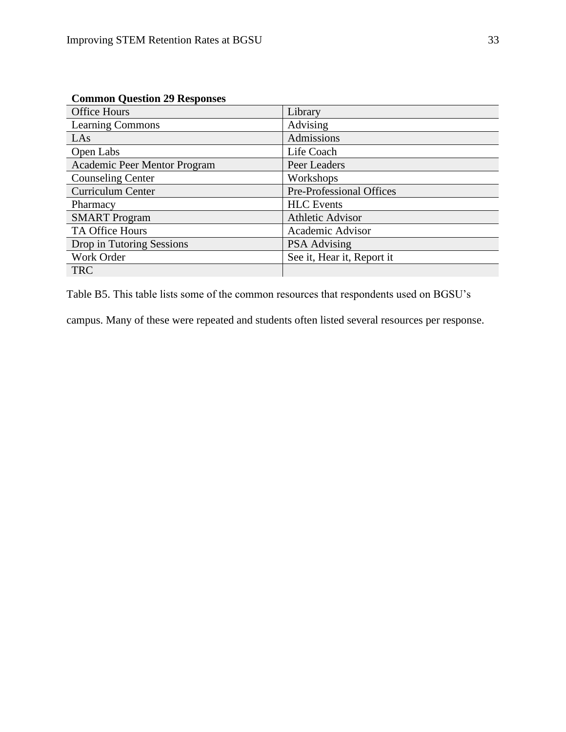**Common Question 29 Responses**

| | |
|---|---|
| Office Hours | Library |
| Learning Commons | Advising |
| LAs | Admissions |
| Open Labs | Life Coach |
| Academic Peer Mentor Program | Peer Leaders |
| Counseling Center | Workshops |
| Curriculum Center | Pre-Professional Offices |
| Pharmacy | HLC Events |
| SMART Program | Athletic Advisor |
| TA Office Hours | Academic Advisor |
| Drop in Tutoring Sessions | PSA Advising |
| Work Order | See it, Hear it, Report it |
| TRC | |

Table B5. This table lists some of the common resources that respondents used on BGSU's campus. Many of these were repeated and students often listed several resources per response.